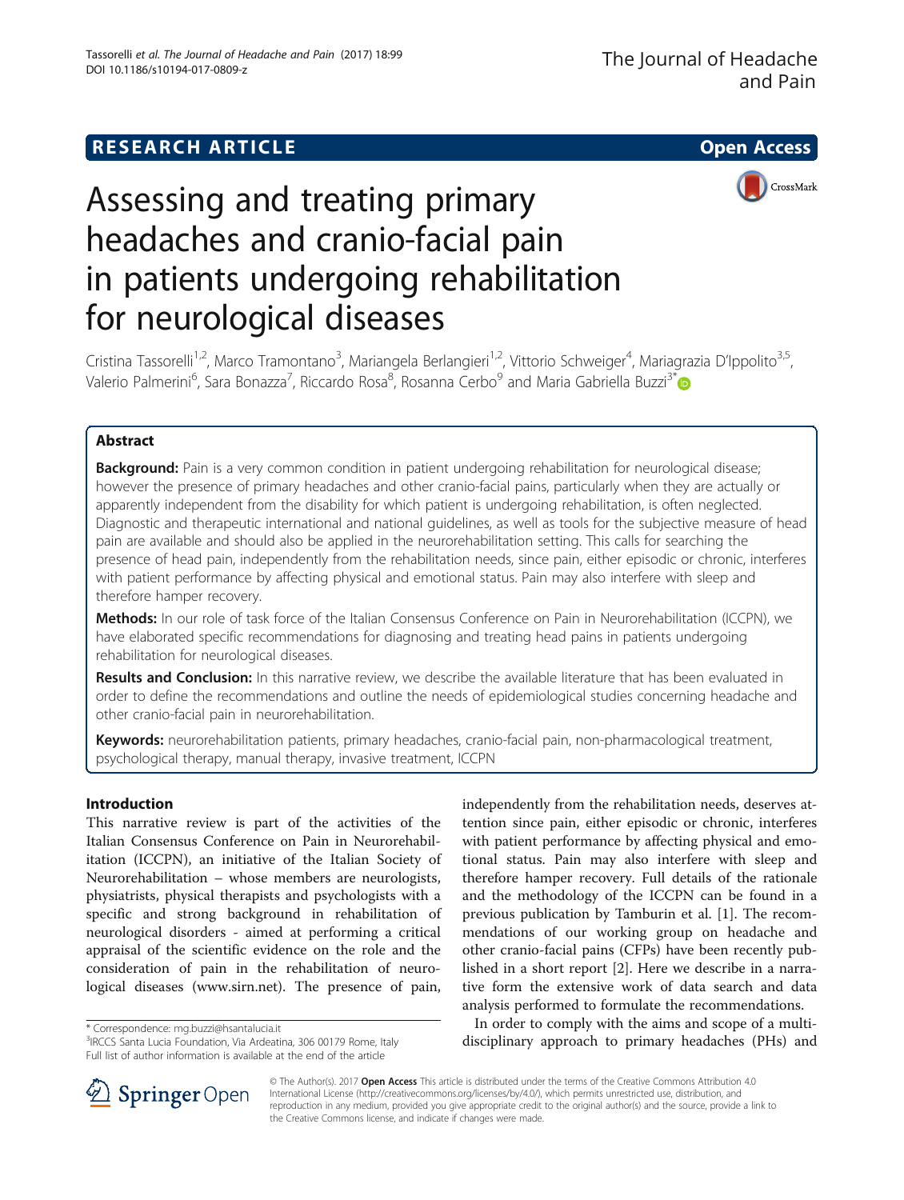# RESEARCH ARTICLE

Open Access

# Assessing and treating primary headaches and cranio-facial pain in patients undergoing rehabilitation for neurological diseases

Cristina Tassorelli[1,2], Marco Tramontano[3], Mariangela Berlangieri[1,2], Vittorio Schweiger[4], Mariagrazia D'Ippolito[3,5], Valerio Palmerini[6], Sara Bonazza[7], Riccardo Rosa[8], Rosanna Cerbo[9] and Maria Gabriella Buzzi[3*]

## Abstract

**Background:** Pain is a very common condition in patient undergoing rehabilitation for neurological disease; however the presence of primary headaches and other cranio-facial pains, particularly when they are actually or apparently independent from the disability for which patient is undergoing rehabilitation, is often neglected. Diagnostic and therapeutic international and national guidelines, as well as tools for the subjective measure of head pain are available and should also be applied in the neurorehabilitation setting. This calls for searching the presence of head pain, independently from the rehabilitation needs, since pain, either episodic or chronic, interferes with patient performance by affecting physical and emotional status. Pain may also interfere with sleep and therefore hamper recovery.

**Methods:** In our role of task force of the Italian Consensus Conference on Pain in Neurorehabilitation (ICCPN), we have elaborated specific recommendations for diagnosing and treating head pains in patients undergoing rehabilitation for neurological diseases.

**Results and Conclusion:** In this narrative review, we describe the available literature that has been evaluated in order to define the recommendations and outline the needs of epidemiological studies concerning headache and other cranio-facial pain in neurorehabilitation.

**Keywords:** neurorehabilitation patients, primary headaches, cranio-facial pain, non-pharmacological treatment, psychological therapy, manual therapy, invasive treatment, ICCPN

## Introduction

This narrative review is part of the activities of the Italian Consensus Conference on Pain in Neurorehabilitation (ICCPN), an initiative of the Italian Society of Neurorehabilitation – whose members are neurologists, physiatrists, physical therapists and psychologists with a specific and strong background in rehabilitation of neurological disorders - aimed at performing a critical appraisal of the scientific evidence on the role and the consideration of pain in the rehabilitation of neurological diseases (www.sirn.net). The presence of pain, independently from the rehabilitation needs, deserves attention since pain, either episodic or chronic, interferes with patient performance by affecting physical and emotional status. Pain may also interfere with sleep and therefore hamper recovery. Full details of the rationale and the methodology of the ICCPN can be found in a previous publication by Tamburin et al. [1]. The recommendations of our working group on headache and other cranio-facial pains (CFPs) have been recently published in a short report [2]. Here we describe in a narrative form the extensive work of data search and data analysis performed to formulate the recommendations.

In order to comply with the aims and scope of a multidisciplinary approach to primary headaches (PHs) and

\* Correspondence: mg.buzzi@hsantalucia.it
[3]IRCCS Santa Lucia Foundation, Via Ardeatina, 306 00179 Rome, Italy
Full list of author information is available at the end of the article

© The Author(s). 2017 **Open Access** This article is distributed under the terms of the Creative Commons Attribution 4.0 International License (http://creativecommons.org/licenses/by/4.0/), which permits unrestricted use, distribution, and reproduction in any medium, provided you give appropriate credit to the original author(s) and the source, provide a link to the Creative Commons license, and indicate if changes were made.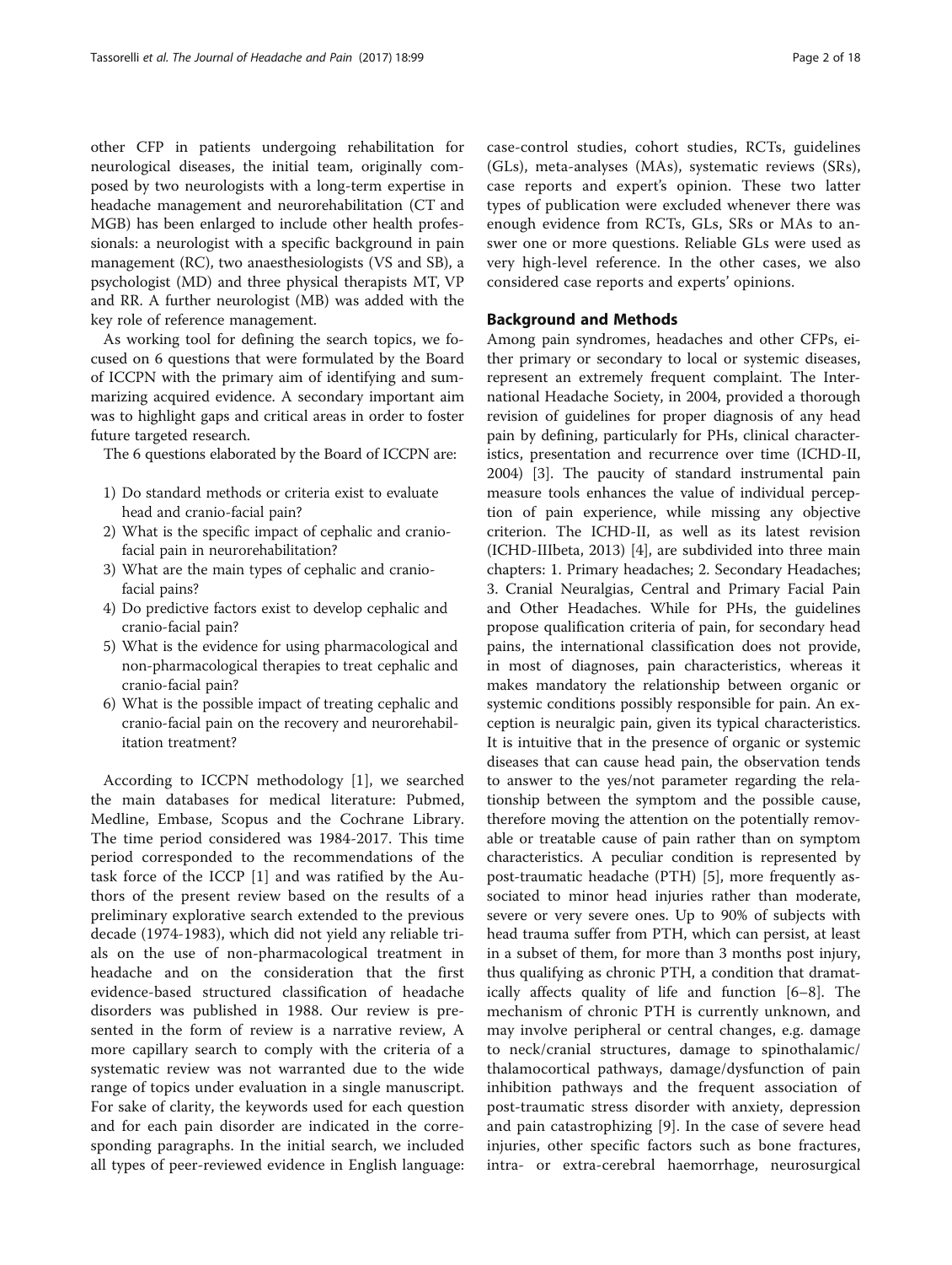other CFP in patients undergoing rehabilitation for neurological diseases, the initial team, originally composed by two neurologists with a long-term expertise in headache management and neurorehabilitation (CT and MGB) has been enlarged to include other health professionals: a neurologist with a specific background in pain management (RC), two anaesthesiologists (VS and SB), a psychologist (MD) and three physical therapists MT, VP and RR. A further neurologist (MB) was added with the key role of reference management.

As working tool for defining the search topics, we focused on 6 questions that were formulated by the Board of ICCPN with the primary aim of identifying and summarizing acquired evidence. A secondary important aim was to highlight gaps and critical areas in order to foster future targeted research.

The 6 questions elaborated by the Board of ICCPN are:

1) Do standard methods or criteria exist to evaluate head and cranio-facial pain?
2) What is the specific impact of cephalic and cranio-facial pain in neurorehabilitation?
3) What are the main types of cephalic and cranio-facial pains?
4) Do predictive factors exist to develop cephalic and cranio-facial pain?
5) What is the evidence for using pharmacological and non-pharmacological therapies to treat cephalic and cranio-facial pain?
6) What is the possible impact of treating cephalic and cranio-facial pain on the recovery and neurorehabilitation treatment?

According to ICCPN methodology [1], we searched the main databases for medical literature: Pubmed, Medline, Embase, Scopus and the Cochrane Library. The time period considered was 1984-2017. This time period corresponded to the recommendations of the task force of the ICCP [1] and was ratified by the Authors of the present review based on the results of a preliminary explorative search extended to the previous decade (1974-1983), which did not yield any reliable trials on the use of non-pharmacological treatment in headache and on the consideration that the first evidence-based structured classification of headache disorders was published in 1988. Our review is presented in the form of review is a narrative review, A more capillary search to comply with the criteria of a systematic review was not warranted due to the wide range of topics under evaluation in a single manuscript. For sake of clarity, the keywords used for each question and for each pain disorder are indicated in the corresponding paragraphs. In the initial search, we included all types of peer-reviewed evidence in English language: case-control studies, cohort studies, RCTs, guidelines (GLs), meta-analyses (MAs), systematic reviews (SRs), case reports and expert's opinion. These two latter types of publication were excluded whenever there was enough evidence from RCTs, GLs, SRs or MAs to answer one or more questions. Reliable GLs were used as very high-level reference. In the other cases, we also considered case reports and experts' opinions.

## Background and Methods

Among pain syndromes, headaches and other CFPs, either primary or secondary to local or systemic diseases, represent an extremely frequent complaint. The International Headache Society, in 2004, provided a thorough revision of guidelines for proper diagnosis of any head pain by defining, particularly for PHs, clinical characteristics, presentation and recurrence over time (ICHD-II, 2004) [3]. The paucity of standard instrumental pain measure tools enhances the value of individual perception of pain experience, while missing any objective criterion. The ICHD-II, as well as its latest revision (ICHD-IIIbeta, 2013) [4], are subdivided into three main chapters: 1. Primary headaches; 2. Secondary Headaches; 3. Cranial Neuralgias, Central and Primary Facial Pain and Other Headaches. While for PHs, the guidelines propose qualification criteria of pain, for secondary head pains, the international classification does not provide, in most of diagnoses, pain characteristics, whereas it makes mandatory the relationship between organic or systemic conditions possibly responsible for pain. An exception is neuralgic pain, given its typical characteristics. It is intuitive that in the presence of organic or systemic diseases that can cause head pain, the observation tends to answer to the yes/not parameter regarding the relationship between the symptom and the possible cause, therefore moving the attention on the potentially removable or treatable cause of pain rather than on symptom characteristics. A peculiar condition is represented by post-traumatic headache (PTH) [5], more frequently associated to minor head injuries rather than moderate, severe or very severe ones. Up to 90% of subjects with head trauma suffer from PTH, which can persist, at least in a subset of them, for more than 3 months post injury, thus qualifying as chronic PTH, a condition that dramatically affects quality of life and function [6–8]. The mechanism of chronic PTH is currently unknown, and may involve peripheral or central changes, e.g. damage to neck/cranial structures, damage to spinothalamic/thalamocortical pathways, damage/dysfunction of pain inhibition pathways and the frequent association of post-traumatic stress disorder with anxiety, depression and pain catastrophizing [9]. In the case of severe head injuries, other specific factors such as bone fractures, intra- or extra-cerebral haemorrhage, neurosurgical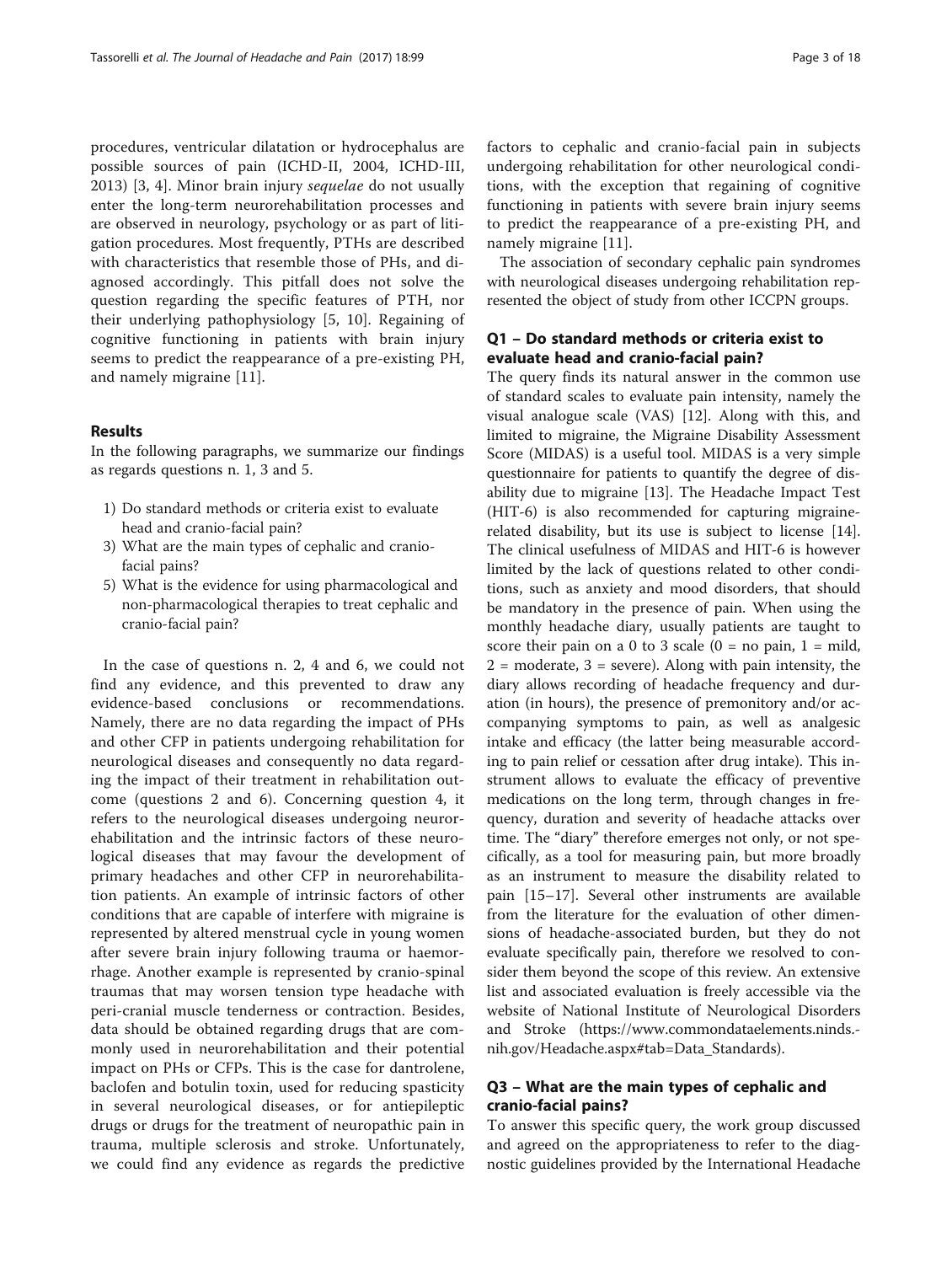procedures, ventricular dilatation or hydrocephalus are possible sources of pain (ICHD-II, 2004, ICHD-III, 2013) [3, 4]. Minor brain injury *sequelae* do not usually enter the long-term neurorehabilitation processes and are observed in neurology, psychology or as part of litigation procedures. Most frequently, PTHs are described with characteristics that resemble those of PHs, and diagnosed accordingly. This pitfall does not solve the question regarding the specific features of PTH, nor their underlying pathophysiology [5, 10]. Regaining of cognitive functioning in patients with brain injury seems to predict the reappearance of a pre-existing PH, and namely migraine [11].

## Results

In the following paragraphs, we summarize our findings as regards questions n. 1, 3 and 5.

1) Do standard methods or criteria exist to evaluate head and cranio-facial pain?
3) What are the main types of cephalic and cranio-facial pains?
5) What is the evidence for using pharmacological and non-pharmacological therapies to treat cephalic and cranio-facial pain?

In the case of questions n. 2, 4 and 6, we could not find any evidence, and this prevented to draw any evidence-based conclusions or recommendations. Namely, there are no data regarding the impact of PHs and other CFP in patients undergoing rehabilitation for neurological diseases and consequently no data regarding the impact of their treatment in rehabilitation outcome (questions 2 and 6). Concerning question 4, it refers to the neurological diseases undergoing neurorehabilitation and the intrinsic factors of these neurological diseases that may favour the development of primary headaches and other CFP in neurorehabilitation patients. An example of intrinsic factors of other conditions that are capable of interfere with migraine is represented by altered menstrual cycle in young women after severe brain injury following trauma or haemorrhage. Another example is represented by cranio-spinal traumas that may worsen tension type headache with peri-cranial muscle tenderness or contraction. Besides, data should be obtained regarding drugs that are commonly used in neurorehabilitation and their potential impact on PHs or CFPs. This is the case for dantrolene, baclofen and botulin toxin, used for reducing spasticity in several neurological diseases, or for antiepileptic drugs or drugs for the treatment of neuropathic pain in trauma, multiple sclerosis and stroke. Unfortunately, we could find any evidence as regards the predictive factors to cephalic and cranio-facial pain in subjects undergoing rehabilitation for other neurological conditions, with the exception that regaining of cognitive functioning in patients with severe brain injury seems to predict the reappearance of a pre-existing PH, and namely migraine [11].

The association of secondary cephalic pain syndromes with neurological diseases undergoing rehabilitation represented the object of study from other ICCPN groups.

### Q1 – Do standard methods or criteria exist to evaluate head and cranio-facial pain?

The query finds its natural answer in the common use of standard scales to evaluate pain intensity, namely the visual analogue scale (VAS) [12]. Along with this, and limited to migraine, the Migraine Disability Assessment Score (MIDAS) is a useful tool. MIDAS is a very simple questionnaire for patients to quantify the degree of disability due to migraine [13]. The Headache Impact Test (HIT-6) is also recommended for capturing migraine-related disability, but its use is subject to license [14]. The clinical usefulness of MIDAS and HIT-6 is however limited by the lack of questions related to other conditions, such as anxiety and mood disorders, that should be mandatory in the presence of pain. When using the monthly headache diary, usually patients are taught to score their pain on a 0 to 3 scale (0 = no pain, 1 = mild, 2 = moderate, 3 = severe). Along with pain intensity, the diary allows recording of headache frequency and duration (in hours), the presence of premonitory and/or accompanying symptoms to pain, as well as analgesic intake and efficacy (the latter being measurable according to pain relief or cessation after drug intake). This instrument allows to evaluate the efficacy of preventive medications on the long term, through changes in frequency, duration and severity of headache attacks over time. The "diary" therefore emerges not only, or not specifically, as a tool for measuring pain, but more broadly as an instrument to measure the disability related to pain [15–17]. Several other instruments are available from the literature for the evaluation of other dimensions of headache-associated burden, but they do not evaluate specifically pain, therefore we resolved to consider them beyond the scope of this review. An extensive list and associated evaluation is freely accessible via the website of National Institute of Neurological Disorders and Stroke (https://www.commondataelements.ninds.nih.gov/Headache.aspx#tab=Data_Standards).

### Q3 – What are the main types of cephalic and cranio-facial pains?

To answer this specific query, the work group discussed and agreed on the appropriateness to refer to the diagnostic guidelines provided by the International Headache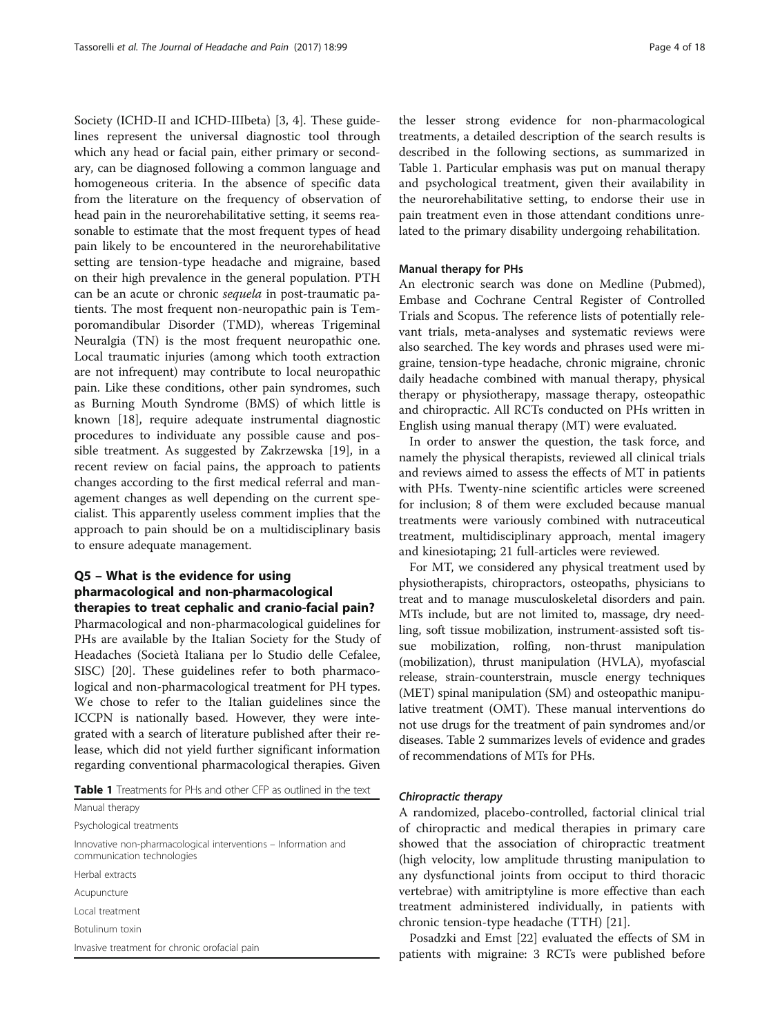Society (ICHD-II and ICHD-IIIbeta) [3, 4]. These guidelines represent the universal diagnostic tool through which any head or facial pain, either primary or secondary, can be diagnosed following a common language and homogeneous criteria. In the absence of specific data from the literature on the frequency of observation of head pain in the neurorehabilitative setting, it seems reasonable to estimate that the most frequent types of head pain likely to be encountered in the neurorehabilitative setting are tension-type headache and migraine, based on their high prevalence in the general population. PTH can be an acute or chronic *sequela* in post-traumatic patients. The most frequent non-neuropathic pain is Temporomandibular Disorder (TMD), whereas Trigeminal Neuralgia (TN) is the most frequent neuropathic one. Local traumatic injuries (among which tooth extraction are not infrequent) may contribute to local neuropathic pain. Like these conditions, other pain syndromes, such as Burning Mouth Syndrome (BMS) of which little is known [18], require adequate instrumental diagnostic procedures to individuate any possible cause and possible treatment. As suggested by Zakrzewska [19], in a recent review on facial pains, the approach to patients changes according to the first medical referral and management changes as well depending on the current specialist. This apparently useless comment implies that the approach to pain should be on a multidisciplinary basis to ensure adequate management.

## Q5 – What is the evidence for using pharmacological and non-pharmacological therapies to treat cephalic and cranio-facial pain?

Pharmacological and non-pharmacological guidelines for PHs are available by the Italian Society for the Study of Headaches (Società Italiana per lo Studio delle Cefalee, SISC) [20]. These guidelines refer to both pharmacological and non-pharmacological treatment for PH types. We chose to refer to the Italian guidelines since the ICCPN is nationally based. However, they were integrated with a search of literature published after their release, which did not yield further significant information regarding conventional pharmacological therapies. Given the lesser strong evidence for non-pharmacological treatments, a detailed description of the search results is described in the following sections, as summarized in Table 1. Particular emphasis was put on manual therapy and psychological treatment, given their availability in the neurorehabilitative setting, to endorse their use in pain treatment even in those attendant conditions unrelated to the primary disability undergoing rehabilitation.

**Table 1** Treatments for PHs and other CFP as outlined in the text

| |
|---|
| Manual therapy |
| Psychological treatments |
| Innovative non-pharmacological interventions – Information and communication technologies |
| Herbal extracts |
| Acupuncture |
| Local treatment |
| Botulinum toxin |
| Invasive treatment for chronic orofacial pain |

### Manual therapy for PHs

An electronic search was done on Medline (Pubmed), Embase and Cochrane Central Register of Controlled Trials and Scopus. The reference lists of potentially relevant trials, meta-analyses and systematic reviews were also searched. The key words and phrases used were migraine, tension-type headache, chronic migraine, chronic daily headache combined with manual therapy, physical therapy or physiotherapy, massage therapy, osteopathic and chiropractic. All RCTs conducted on PHs written in English using manual therapy (MT) were evaluated.

In order to answer the question, the task force, and namely the physical therapists, reviewed all clinical trials and reviews aimed to assess the effects of MT in patients with PHs. Twenty-nine scientific articles were screened for inclusion; 8 of them were excluded because manual treatments were variously combined with nutraceutical treatment, multidisciplinary approach, mental imagery and kinesiotaping; 21 full-articles were reviewed.

For MT, we considered any physical treatment used by physiotherapists, chiropractors, osteopaths, physicians to treat and to manage musculoskeletal disorders and pain. MTs include, but are not limited to, massage, dry needling, soft tissue mobilization, instrument-assisted soft tissue mobilization, rolfing, non-thrust manipulation (mobilization), thrust manipulation (HVLA), myofascial release, strain-counterstrain, muscle energy techniques (MET) spinal manipulation (SM) and osteopathic manipulative treatment (OMT). These manual interventions do not use drugs for the treatment of pain syndromes and/or diseases. Table 2 summarizes levels of evidence and grades of recommendations of MTs for PHs.

#### *Chiropractic therapy*

A randomized, placebo-controlled, factorial clinical trial of chiropractic and medical therapies in primary care showed that the association of chiropractic treatment (high velocity, low amplitude thrusting manipulation to any dysfunctional joints from occiput to third thoracic vertebrae) with amitriptyline is more effective than each treatment administered individually, in patients with chronic tension-type headache (TTH) [21].

Posadzki and Ernst [22] evaluated the effects of SM in patients with migraine: 3 RCTs were published before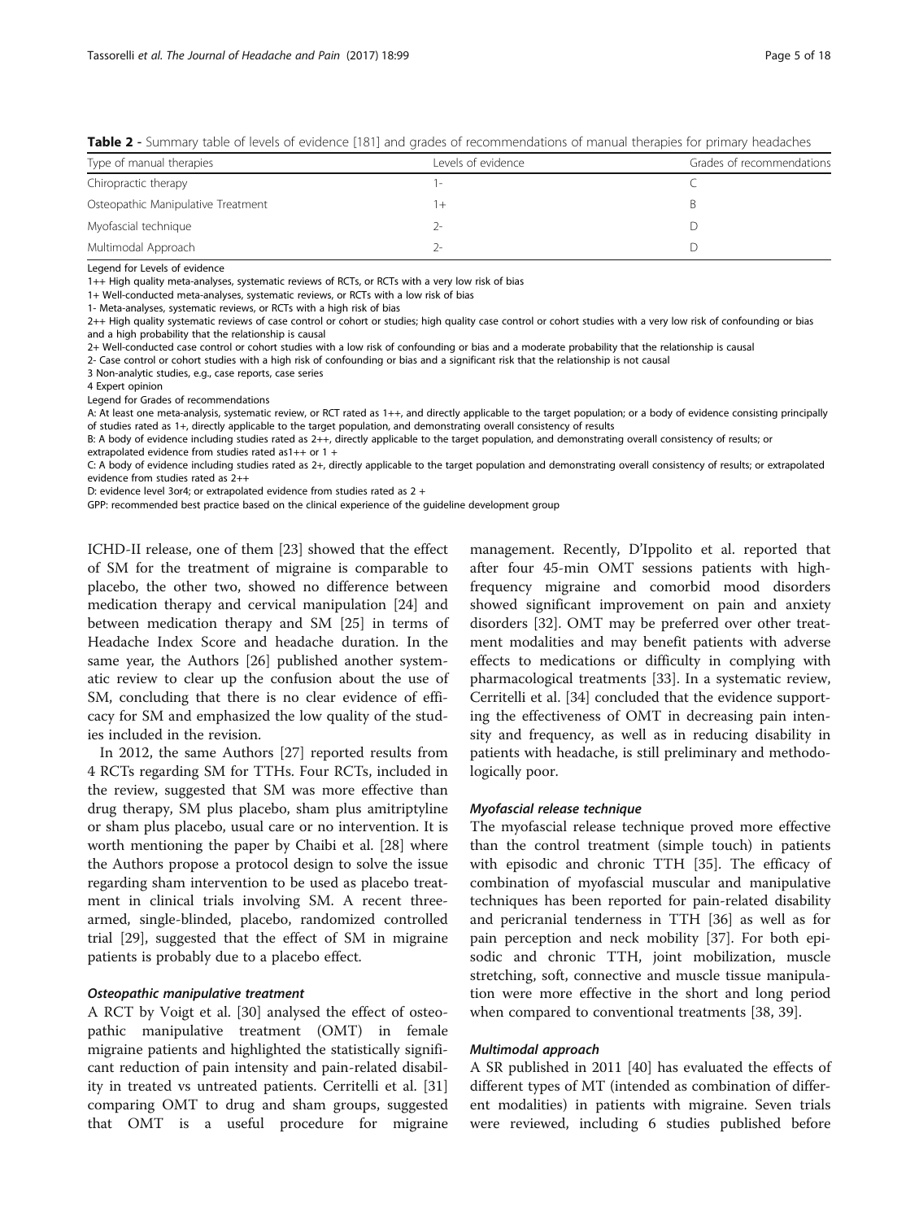**Table 2** - Summary table of levels of evidence [181] and grades of recommendations of manual therapies for primary headaches

| Type of manual therapies | Levels of evidence | Grades of recommendations |
| --- | --- | --- |
| Chiropractic therapy | 1- | C |
| Osteopathic Manipulative Treatment | 1+ | B |
| Myofascial technique | 2- | D |
| Multimodal Approach | 2- | D |

Legend for Levels of evidence

1++ High quality meta-analyses, systematic reviews of RCTs, or RCTs with a very low risk of bias

1+ Well-conducted meta-analyses, systematic reviews, or RCTs with a low risk of bias

1- Meta-analyses, systematic reviews, or RCTs with a high risk of bias

2++ High quality systematic reviews of case control or cohort or studies; high quality case control or cohort studies with a very low risk of confounding or bias and a high probability that the relationship is causal

2+ Well-conducted case control or cohort studies with a low risk of confounding or bias and a moderate probability that the relationship is causal

2- Case control or cohort studies with a high risk of confounding or bias and a significant risk that the relationship is not causal

3 Non-analytic studies, e.g., case reports, case series

4 Expert opinion

Legend for Grades of recommendations

A: At least one meta-analysis, systematic review, or RCT rated as 1++, and directly applicable to the target population; or a body of evidence consisting principally of studies rated as 1+, directly applicable to the target population, and demonstrating overall consistency of results

B: A body of evidence including studies rated as 2++, directly applicable to the target population, and demonstrating overall consistency of results; or extrapolated evidence from studies rated as1++ or 1 +

C: A body of evidence including studies rated as 2+, directly applicable to the target population and demonstrating overall consistency of results; or extrapolated evidence from studies rated as 2++

D: evidence level 3or4; or extrapolated evidence from studies rated as 2 +

GPP: recommended best practice based on the clinical experience of the guideline development group

ICHD-II release, one of them [23] showed that the effect of SM for the treatment of migraine is comparable to placebo, the other two, showed no difference between medication therapy and cervical manipulation [24] and between medication therapy and SM [25] in terms of Headache Index Score and headache duration. In the same year, the Authors [26] published another systematic review to clear up the confusion about the use of SM, concluding that there is no clear evidence of efficacy for SM and emphasized the low quality of the studies included in the revision.

In 2012, the same Authors [27] reported results from 4 RCTs regarding SM for TTHs. Four RCTs, included in the review, suggested that SM was more effective than drug therapy, SM plus placebo, sham plus amitriptyline or sham plus placebo, usual care or no intervention. It is worth mentioning the paper by Chaibi et al. [28] where the Authors propose a protocol design to solve the issue regarding sham intervention to be used as placebo treatment in clinical trials involving SM. A recent three-armed, single-blinded, placebo, randomized controlled trial [29], suggested that the effect of SM in migraine patients is probably due to a placebo effect.

#### *Osteopathic manipulative treatment*

A RCT by Voigt et al. [30] analysed the effect of osteopathic manipulative treatment (OMT) in female migraine patients and highlighted the statistically significant reduction of pain intensity and pain-related disability in treated vs untreated patients. Cerritelli et al. [31] comparing OMT to drug and sham groups, suggested that OMT is a useful procedure for migraine management. Recently, D'Ippolito et al. reported that after four 45-min OMT sessions patients with high-frequency migraine and comorbid mood disorders showed significant improvement on pain and anxiety disorders [32]. OMT may be preferred over other treatment modalities and may benefit patients with adverse effects to medications or difficulty in complying with pharmacological treatments [33]. In a systematic review, Cerritelli et al. [34] concluded that the evidence supporting the effectiveness of OMT in decreasing pain intensity and frequency, as well as in reducing disability in patients with headache, is still preliminary and methodologically poor.

#### *Myofascial release technique*

The myofascial release technique proved more effective than the control treatment (simple touch) in patients with episodic and chronic TTH [35]. The efficacy of combination of myofascial muscular and manipulative techniques has been reported for pain-related disability and pericranial tenderness in TTH [36] as well as for pain perception and neck mobility [37]. For both episodic and chronic TTH, joint mobilization, muscle stretching, soft, connective and muscle tissue manipulation were more effective in the short and long period when compared to conventional treatments [38, 39].

#### *Multimodal approach*

A SR published in 2011 [40] has evaluated the effects of different types of MT (intended as combination of different modalities) in patients with migraine. Seven trials were reviewed, including 6 studies published before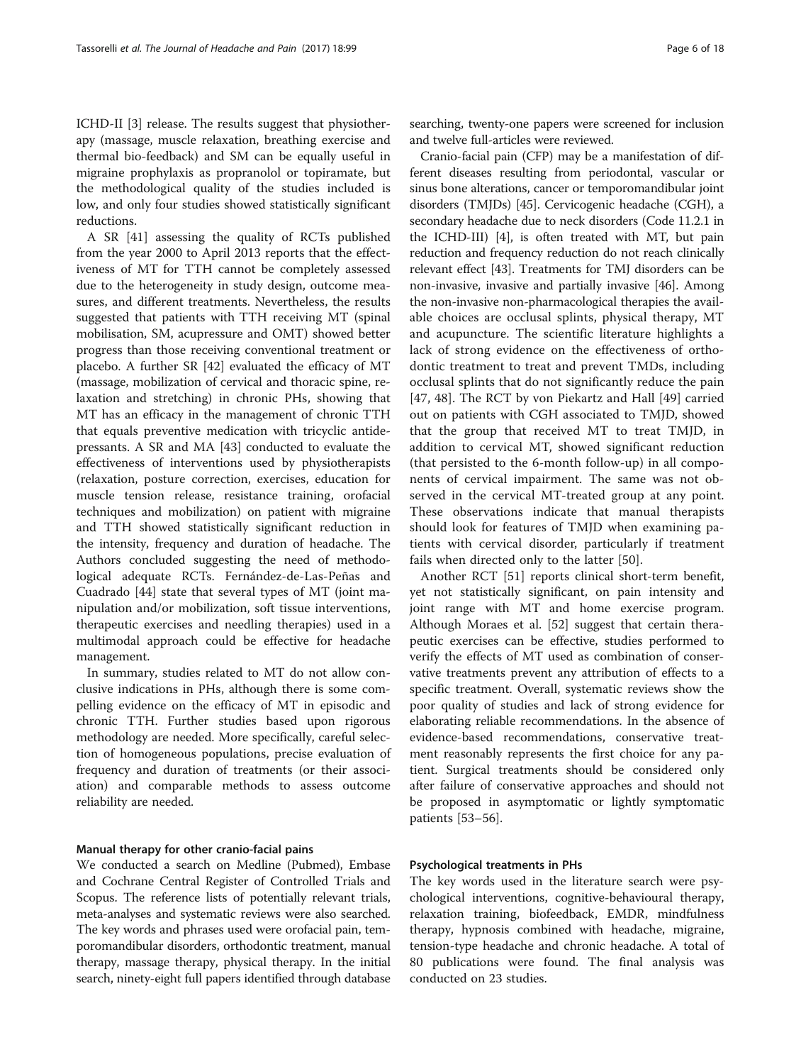ICHD-II [3] release. The results suggest that physiotherapy (massage, muscle relaxation, breathing exercise and thermal bio-feedback) and SM can be equally useful in migraine prophylaxis as propranolol or topiramate, but the methodological quality of the studies included is low, and only four studies showed statistically significant reductions.

A SR [41] assessing the quality of RCTs published from the year 2000 to April 2013 reports that the effectiveness of MT for TTH cannot be completely assessed due to the heterogeneity in study design, outcome measures, and different treatments. Nevertheless, the results suggested that patients with TTH receiving MT (spinal mobilisation, SM, acupressure and OMT) showed better progress than those receiving conventional treatment or placebo. A further SR [42] evaluated the efficacy of MT (massage, mobilization of cervical and thoracic spine, relaxation and stretching) in chronic PHs, showing that MT has an efficacy in the management of chronic TTH that equals preventive medication with tricyclic antidepressants. A SR and MA [43] conducted to evaluate the effectiveness of interventions used by physiotherapists (relaxation, posture correction, exercises, education for muscle tension release, resistance training, orofacial techniques and mobilization) on patient with migraine and TTH showed statistically significant reduction in the intensity, frequency and duration of headache. The Authors concluded suggesting the need of methodological adequate RCTs. Fernández-de-Las-Peñas and Cuadrado [44] state that several types of MT (joint manipulation and/or mobilization, soft tissue interventions, therapeutic exercises and needling therapies) used in a multimodal approach could be effective for headache management.

In summary, studies related to MT do not allow conclusive indications in PHs, although there is some compelling evidence on the efficacy of MT in episodic and chronic TTH. Further studies based upon rigorous methodology are needed. More specifically, careful selection of homogeneous populations, precise evaluation of frequency and duration of treatments (or their association) and comparable methods to assess outcome reliability are needed.

### Manual therapy for other cranio-facial pains

We conducted a search on Medline (Pubmed), Embase and Cochrane Central Register of Controlled Trials and Scopus. The reference lists of potentially relevant trials, meta-analyses and systematic reviews were also searched. The key words and phrases used were orofacial pain, temporomandibular disorders, orthodontic treatment, manual therapy, massage therapy, physical therapy. In the initial search, ninety-eight full papers identified through database searching, twenty-one papers were screened for inclusion and twelve full-articles were reviewed.

Cranio-facial pain (CFP) may be a manifestation of different diseases resulting from periodontal, vascular or sinus bone alterations, cancer or temporomandibular joint disorders (TMJDs) [45]. Cervicogenic headache (CGH), a secondary headache due to neck disorders (Code 11.2.1 in the ICHD-III) [4], is often treated with MT, but pain reduction and frequency reduction do not reach clinically relevant effect [43]. Treatments for TMJ disorders can be non-invasive, invasive and partially invasive [46]. Among the non-invasive non-pharmacological therapies the available choices are occlusal splints, physical therapy, MT and acupuncture. The scientific literature highlights a lack of strong evidence on the effectiveness of orthodontic treatment to treat and prevent TMDs, including occlusal splints that do not significantly reduce the pain [47, 48]. The RCT by von Piekartz and Hall [49] carried out on patients with CGH associated to TMJD, showed that the group that received MT to treat TMJD, in addition to cervical MT, showed significant reduction (that persisted to the 6-month follow-up) in all components of cervical impairment. The same was not observed in the cervical MT-treated group at any point. These observations indicate that manual therapists should look for features of TMJD when examining patients with cervical disorder, particularly if treatment fails when directed only to the latter [50].

Another RCT [51] reports clinical short-term benefit, yet not statistically significant, on pain intensity and joint range with MT and home exercise program. Although Moraes et al. [52] suggest that certain therapeutic exercises can be effective, studies performed to verify the effects of MT used as combination of conservative treatments prevent any attribution of effects to a specific treatment. Overall, systematic reviews show the poor quality of studies and lack of strong evidence for elaborating reliable recommendations. In the absence of evidence-based recommendations, conservative treatment reasonably represents the first choice for any patient. Surgical treatments should be considered only after failure of conservative approaches and should not be proposed in asymptomatic or lightly symptomatic patients [53–56].

### Psychological treatments in PHs

The key words used in the literature search were psychological interventions, cognitive-behavioural therapy, relaxation training, biofeedback, EMDR, mindfulness therapy, hypnosis combined with headache, migraine, tension-type headache and chronic headache. A total of 80 publications were found. The final analysis was conducted on 23 studies.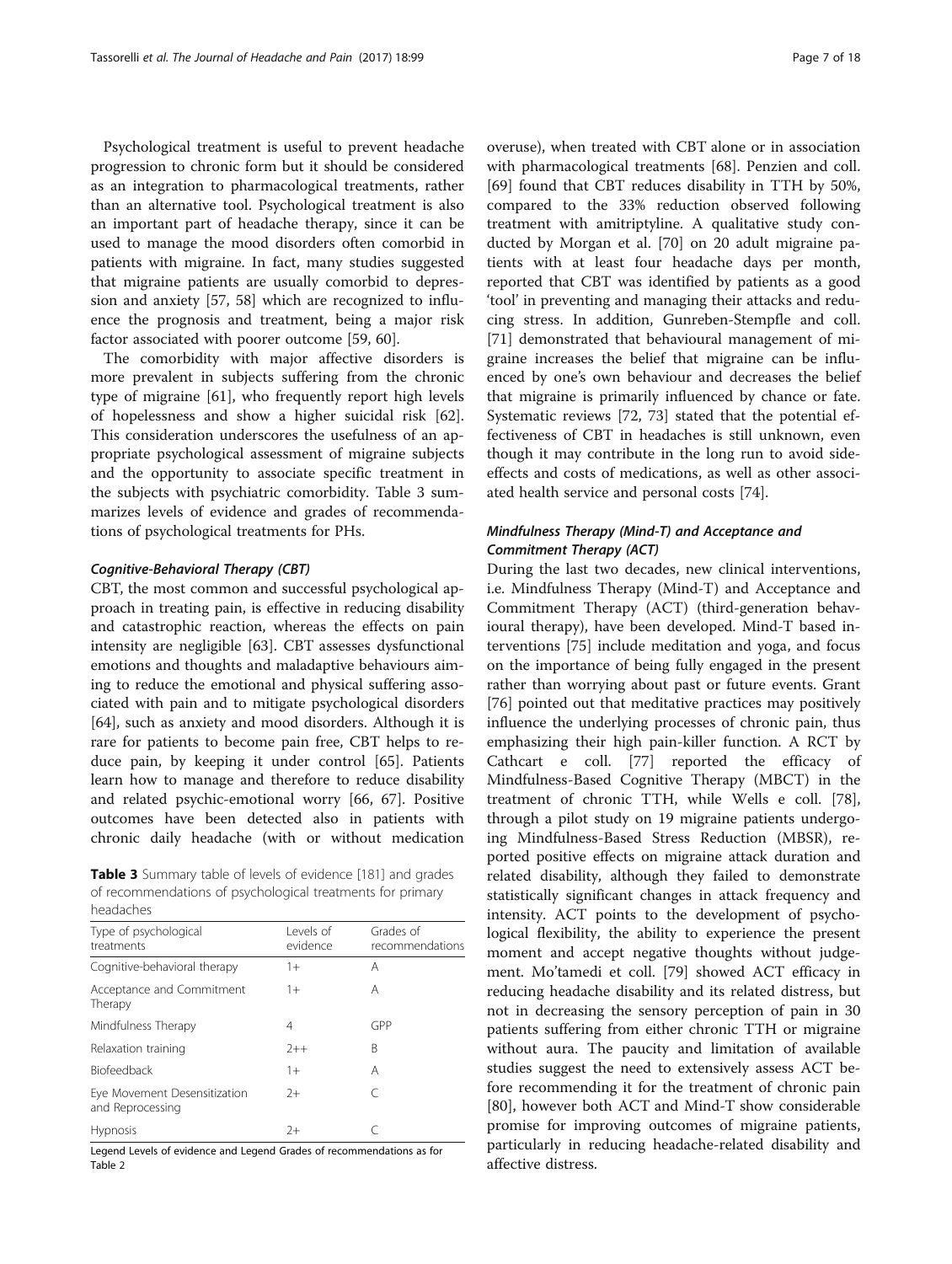Psychological treatment is useful to prevent headache progression to chronic form but it should be considered as an integration to pharmacological treatments, rather than an alternative tool. Psychological treatment is also an important part of headache therapy, since it can be used to manage the mood disorders often comorbid in patients with migraine. In fact, many studies suggested that migraine patients are usually comorbid to depression and anxiety [57, 58] which are recognized to influence the prognosis and treatment, being a major risk factor associated with poorer outcome [59, 60].

The comorbidity with major affective disorders is more prevalent in subjects suffering from the chronic type of migraine [61], who frequently report high levels of hopelessness and show a higher suicidal risk [62]. This consideration underscores the usefulness of an appropriate psychological assessment of migraine subjects and the opportunity to associate specific treatment in the subjects with psychiatric comorbidity. Table 3 summarizes levels of evidence and grades of recommendations of psychological treatments for PHs.

#### *Cognitive-Behavioral Therapy (CBT)*

CBT, the most common and successful psychological approach in treating pain, is effective in reducing disability and catastrophic reaction, whereas the effects on pain intensity are negligible [63]. CBT assesses dysfunctional emotions and thoughts and maladaptive behaviours aiming to reduce the emotional and physical suffering associated with pain and to mitigate psychological disorders [64], such as anxiety and mood disorders. Although it is rare for patients to become pain free, CBT helps to reduce pain, by keeping it under control [65]. Patients learn how to manage and therefore to reduce disability and related psychic-emotional worry [66, 67]. Positive outcomes have been detected also in patients with chronic daily headache (with or without medication overuse), when treated with CBT alone or in association with pharmacological treatments [68]. Penzien and coll. [69] found that CBT reduces disability in TTH by 50%, compared to the 33% reduction observed following treatment with amitriptyline. A qualitative study conducted by Morgan et al. [70] on 20 adult migraine patients with at least four headache days per month, reported that CBT was identified by patients as a good 'tool' in preventing and managing their attacks and reducing stress. In addition, Gunreben-Stempfle and coll. [71] demonstrated that behavioural management of migraine increases the belief that migraine can be influenced by one's own behaviour and decreases the belief that migraine is primarily influenced by chance or fate. Systematic reviews [72, 73] stated that the potential effectiveness of CBT in headaches is still unknown, even though it may contribute in the long run to avoid side-effects and costs of medications, as well as other associated health service and personal costs [74].

**Table 3** Summary table of levels of evidence [181] and grades of recommendations of psychological treatments for primary headaches

| Type of psychological treatments | Levels of evidence | Grades of recommendations |
|---|---|---|
| Cognitive-behavioral therapy | 1+ | A |
| Acceptance and Commitment Therapy | 1+ | A |
| Mindfulness Therapy | 4 | GPP |
| Relaxation training | 2++ | B |
| Biofeedback | 1+ | A |
| Eye Movement Desensitization and Reprocessing | 2+ | C |
| Hypnosis | 2+ | C |

Legend Levels of evidence and Legend Grades of recommendations as for Table 2

#### *Mindfulness Therapy (Mind-T) and Acceptance and Commitment Therapy (ACT)*

During the last two decades, new clinical interventions, i.e. Mindfulness Therapy (Mind-T) and Acceptance and Commitment Therapy (ACT) (third-generation behavioural therapy), have been developed. Mind-T based interventions [75] include meditation and yoga, and focus on the importance of being fully engaged in the present rather than worrying about past or future events. Grant [76] pointed out that meditative practices may positively influence the underlying processes of chronic pain, thus emphasizing their high pain-killer function. A RCT by Cathcart e coll. [77] reported the efficacy of Mindfulness-Based Cognitive Therapy (MBCT) in the treatment of chronic TTH, while Wells e coll. [78], through a pilot study on 19 migraine patients undergoing Mindfulness-Based Stress Reduction (MBSR), reported positive effects on migraine attack duration and related disability, although they failed to demonstrate statistically significant changes in attack frequency and intensity. ACT points to the development of psychological flexibility, the ability to experience the present moment and accept negative thoughts without judgement. Mo'tamedi et coll. [79] showed ACT efficacy in reducing headache disability and its related distress, but not in decreasing the sensory perception of pain in 30 patients suffering from either chronic TTH or migraine without aura. The paucity and limitation of available studies suggest the need to extensively assess ACT before recommending it for the treatment of chronic pain [80], however both ACT and Mind-T show considerable promise for improving outcomes of migraine patients, particularly in reducing headache-related disability and affective distress.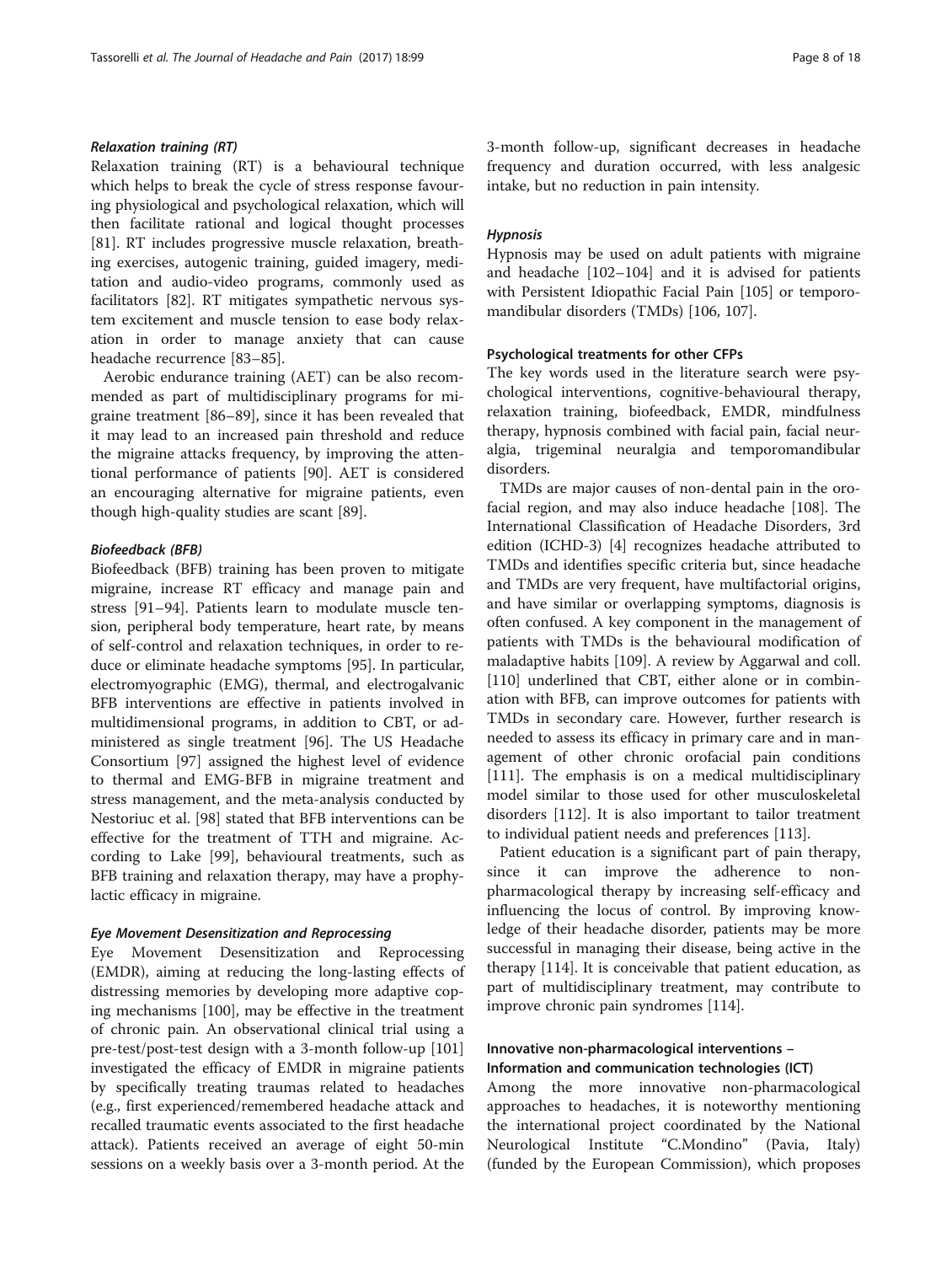#### *Relaxation training (RT)*

Relaxation training (RT) is a behavioural technique which helps to break the cycle of stress response favouring physiological and psychological relaxation, which will then facilitate rational and logical thought processes [81]. RT includes progressive muscle relaxation, breathing exercises, autogenic training, guided imagery, meditation and audio-video programs, commonly used as facilitators [82]. RT mitigates sympathetic nervous system excitement and muscle tension to ease body relaxation in order to manage anxiety that can cause headache recurrence [83–85].

Aerobic endurance training (AET) can be also recommended as part of multidisciplinary programs for migraine treatment [86–89], since it has been revealed that it may lead to an increased pain threshold and reduce the migraine attacks frequency, by improving the attentional performance of patients [90]. AET is considered an encouraging alternative for migraine patients, even though high-quality studies are scant [89].

#### *Biofeedback (BFB)*

Biofeedback (BFB) training has been proven to mitigate migraine, increase RT efficacy and manage pain and stress [91–94]. Patients learn to modulate muscle tension, peripheral body temperature, heart rate, by means of self-control and relaxation techniques, in order to reduce or eliminate headache symptoms [95]. In particular, electromyographic (EMG), thermal, and electrogalvanic BFB interventions are effective in patients involved in multidimensional programs, in addition to CBT, or administered as single treatment [96]. The US Headache Consortium [97] assigned the highest level of evidence to thermal and EMG-BFB in migraine treatment and stress management, and the meta-analysis conducted by Nestoriuc et al. [98] stated that BFB interventions can be effective for the treatment of TTH and migraine. According to Lake [99], behavioural treatments, such as BFB training and relaxation therapy, may have a prophylactic efficacy in migraine.

#### *Eye Movement Desensitization and Reprocessing*

Eye Movement Desensitization and Reprocessing (EMDR), aiming at reducing the long-lasting effects of distressing memories by developing more adaptive coping mechanisms [100], may be effective in the treatment of chronic pain. An observational clinical trial using a pre-test/post-test design with a 3-month follow-up [101] investigated the efficacy of EMDR in migraine patients by specifically treating traumas related to headaches (e.g., first experienced/remembered headache attack and recalled traumatic events associated to the first headache attack). Patients received an average of eight 50-min sessions on a weekly basis over a 3-month period. At the 3-month follow-up, significant decreases in headache frequency and duration occurred, with less analgesic intake, but no reduction in pain intensity.

#### *Hypnosis*

Hypnosis may be used on adult patients with migraine and headache [102–104] and it is advised for patients with Persistent Idiopathic Facial Pain [105] or temporomandibular disorders (TMDs) [106, 107].

### Psychological treatments for other CFPs

The key words used in the literature search were psychological interventions, cognitive-behavioural therapy, relaxation training, biofeedback, EMDR, mindfulness therapy, hypnosis combined with facial pain, facial neuralgia, trigeminal neuralgia and temporomandibular disorders.

TMDs are major causes of non-dental pain in the orofacial region, and may also induce headache [108]. The International Classification of Headache Disorders, 3rd edition (ICHD-3) [4] recognizes headache attributed to TMDs and identifies specific criteria but, since headache and TMDs are very frequent, have multifactorial origins, and have similar or overlapping symptoms, diagnosis is often confused. A key component in the management of patients with TMDs is the behavioural modification of maladaptive habits [109]. A review by Aggarwal and coll. [110] underlined that CBT, either alone or in combination with BFB, can improve outcomes for patients with TMDs in secondary care. However, further research is needed to assess its efficacy in primary care and in management of other chronic orofacial pain conditions [111]. The emphasis is on a medical multidisciplinary model similar to those used for other musculoskeletal disorders [112]. It is also important to tailor treatment to individual patient needs and preferences [113].

Patient education is a significant part of pain therapy, since it can improve the adherence to non-pharmacological therapy by increasing self-efficacy and influencing the locus of control. By improving knowledge of their headache disorder, patients may be more successful in managing their disease, being active in the therapy [114]. It is conceivable that patient education, as part of multidisciplinary treatment, may contribute to improve chronic pain syndromes [114].

### Innovative non-pharmacological interventions – Information and communication technologies (ICT)

Among the more innovative non-pharmacological approaches to headaches, it is noteworthy mentioning the international project coordinated by the National Neurological Institute "C.Mondino" (Pavia, Italy) (funded by the European Commission), which proposes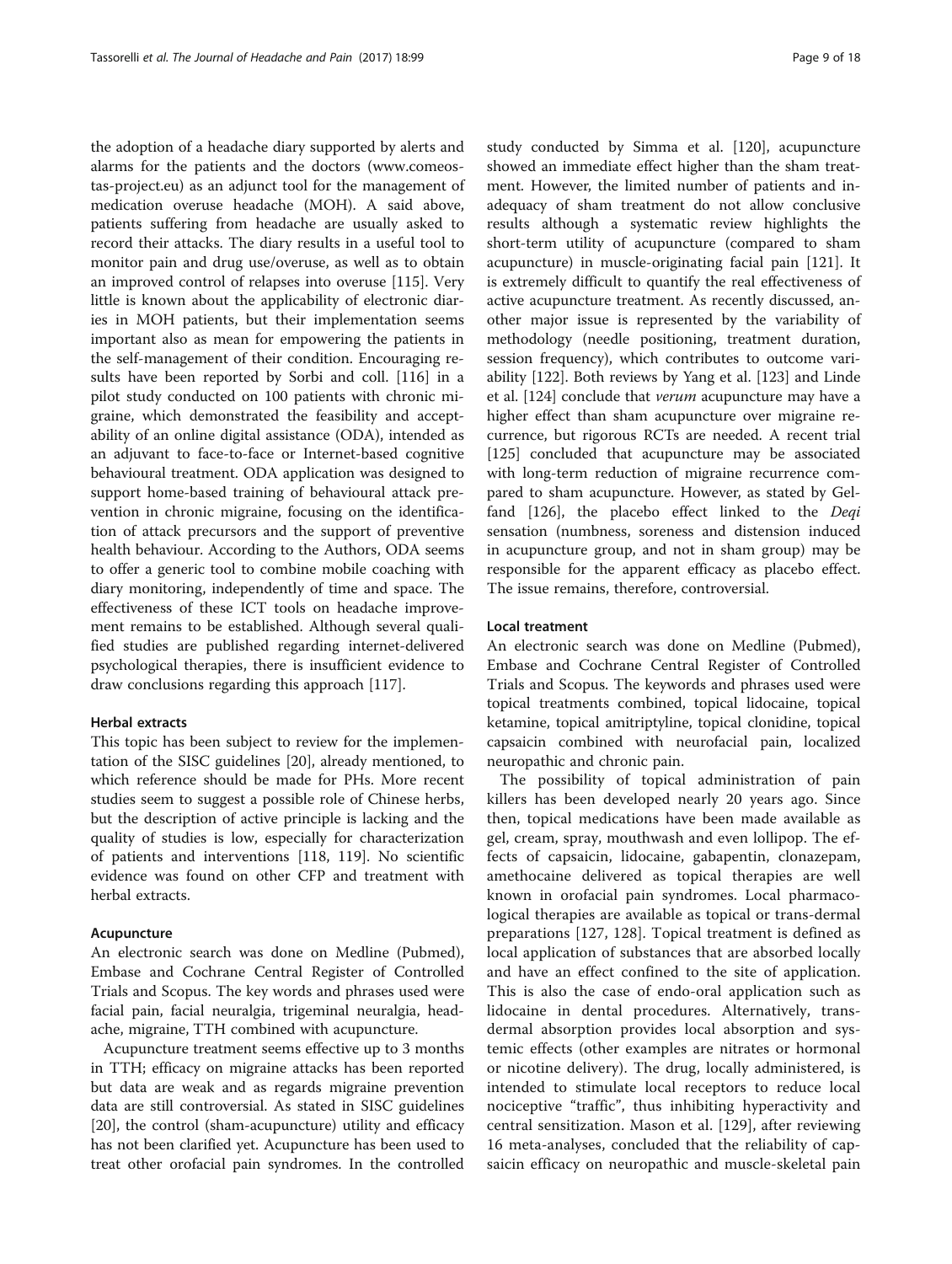the adoption of a headache diary supported by alerts and alarms for the patients and the doctors (www.comeostas-project.eu) as an adjunct tool for the management of medication overuse headache (MOH). A said above, patients suffering from headache are usually asked to record their attacks. The diary results in a useful tool to monitor pain and drug use/overuse, as well as to obtain an improved control of relapses into overuse [115]. Very little is known about the applicability of electronic diaries in MOH patients, but their implementation seems important also as mean for empowering the patients in the self-management of their condition. Encouraging results have been reported by Sorbi and coll. [116] in a pilot study conducted on 100 patients with chronic migraine, which demonstrated the feasibility and acceptability of an online digital assistance (ODA), intended as an adjuvant to face-to-face or Internet-based cognitive behavioural treatment. ODA application was designed to support home-based training of behavioural attack prevention in chronic migraine, focusing on the identification of attack precursors and the support of preventive health behaviour. According to the Authors, ODA seems to offer a generic tool to combine mobile coaching with diary monitoring, independently of time and space. The effectiveness of these ICT tools on headache improvement remains to be established. Although several qualified studies are published regarding internet-delivered psychological therapies, there is insufficient evidence to draw conclusions regarding this approach [117].

#### Herbal extracts

This topic has been subject to review for the implementation of the SISC guidelines [20], already mentioned, to which reference should be made for PHs. More recent studies seem to suggest a possible role of Chinese herbs, but the description of active principle is lacking and the quality of studies is low, especially for characterization of patients and interventions [118, 119]. No scientific evidence was found on other CFP and treatment with herbal extracts.

#### Acupuncture

An electronic search was done on Medline (Pubmed), Embase and Cochrane Central Register of Controlled Trials and Scopus. The key words and phrases used were facial pain, facial neuralgia, trigeminal neuralgia, headache, migraine, TTH combined with acupuncture.

Acupuncture treatment seems effective up to 3 months in TTH; efficacy on migraine attacks has been reported but data are weak and as regards migraine prevention data are still controversial. As stated in SISC guidelines [20], the control (sham-acupuncture) utility and efficacy has not been clarified yet. Acupuncture has been used to treat other orofacial pain syndromes. In the controlled study conducted by Simma et al. [120], acupuncture showed an immediate effect higher than the sham treatment. However, the limited number of patients and inadequacy of sham treatment do not allow conclusive results although a systematic review highlights the short-term utility of acupuncture (compared to sham acupuncture) in muscle-originating facial pain [121]. It is extremely difficult to quantify the real effectiveness of active acupuncture treatment. As recently discussed, another major issue is represented by the variability of methodology (needle positioning, treatment duration, session frequency), which contributes to outcome variability [122]. Both reviews by Yang et al. [123] and Linde et al. [124] conclude that *verum* acupuncture may have a higher effect than sham acupuncture over migraine recurrence, but rigorous RCTs are needed. A recent trial [125] concluded that acupuncture may be associated with long-term reduction of migraine recurrence compared to sham acupuncture. However, as stated by Gelfand [126], the placebo effect linked to the *Deqi* sensation (numbness, soreness and distension induced in acupuncture group, and not in sham group) may be responsible for the apparent efficacy as placebo effect. The issue remains, therefore, controversial.

#### Local treatment

An electronic search was done on Medline (Pubmed), Embase and Cochrane Central Register of Controlled Trials and Scopus. The keywords and phrases used were topical treatments combined, topical lidocaine, topical ketamine, topical amitriptyline, topical clonidine, topical capsaicin combined with neurofacial pain, localized neuropathic and chronic pain.

The possibility of topical administration of pain killers has been developed nearly 20 years ago. Since then, topical medications have been made available as gel, cream, spray, mouthwash and even lollipop. The effects of capsaicin, lidocaine, gabapentin, clonazepam, amethocaine delivered as topical therapies are well known in orofacial pain syndromes. Local pharmacological therapies are available as topical or trans-dermal preparations [127, 128]. Topical treatment is defined as local application of substances that are absorbed locally and have an effect confined to the site of application. This is also the case of endo-oral application such as lidocaine in dental procedures. Alternatively, trans-dermal absorption provides local absorption and systemic effects (other examples are nitrates or hormonal or nicotine delivery). The drug, locally administered, is intended to stimulate local receptors to reduce local nociceptive "traffic", thus inhibiting hyperactivity and central sensitization. Mason et al. [129], after reviewing 16 meta-analyses, concluded that the reliability of capsaicin efficacy on neuropathic and muscle-skeletal pain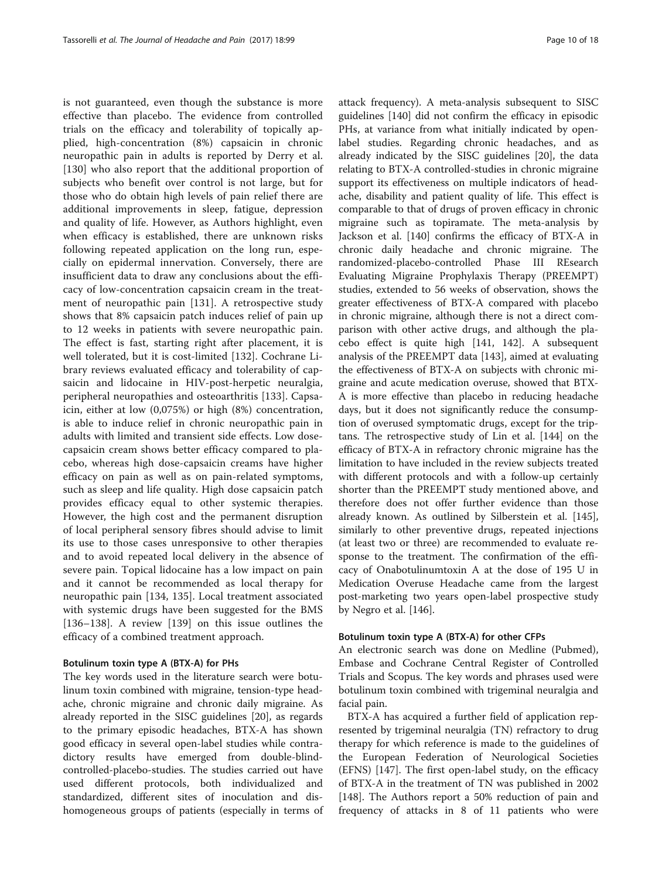is not guaranteed, even though the substance is more effective than placebo. The evidence from controlled trials on the efficacy and tolerability of topically applied, high-concentration (8%) capsaicin in chronic neuropathic pain in adults is reported by Derry et al. [130] who also report that the additional proportion of subjects who benefit over control is not large, but for those who do obtain high levels of pain relief there are additional improvements in sleep, fatigue, depression and quality of life. However, as Authors highlight, even when efficacy is established, there are unknown risks following repeated application on the long run, especially on epidermal innervation. Conversely, there are insufficient data to draw any conclusions about the efficacy of low-concentration capsaicin cream in the treatment of neuropathic pain [131]. A retrospective study shows that 8% capsaicin patch induces relief of pain up to 12 weeks in patients with severe neuropathic pain. The effect is fast, starting right after placement, it is well tolerated, but it is cost-limited [132]. Cochrane Library reviews evaluated efficacy and tolerability of capsaicin and lidocaine in HIV-post-herpetic neuralgia, peripheral neuropathies and osteoarthritis [133]. Capsaicin, either at low (0,075%) or high (8%) concentration, is able to induce relief in chronic neuropathic pain in adults with limited and transient side effects. Low dose-capsaicin cream shows better efficacy compared to placebo, whereas high dose-capsaicin creams have higher efficacy on pain as well as on pain-related symptoms, such as sleep and life quality. High dose capsaicin patch provides efficacy equal to other systemic therapies. However, the high cost and the permanent disruption of local peripheral sensory fibres should advise to limit its use to those cases unresponsive to other therapies and to avoid repeated local delivery in the absence of severe pain. Topical lidocaine has a low impact on pain and it cannot be recommended as local therapy for neuropathic pain [134, 135]. Local treatment associated with systemic drugs have been suggested for the BMS [136–138]. A review [139] on this issue outlines the efficacy of a combined treatment approach.

### Botulinum toxin type A (BTX-A) for PHs

The key words used in the literature search were botulinum toxin combined with migraine, tension-type headache, chronic migraine and chronic daily migraine. As already reported in the SISC guidelines [20], as regards to the primary episodic headaches, BTX-A has shown good efficacy in several open-label studies while contradictory results have emerged from double-blind-controlled-placebo-studies. The studies carried out have used different protocols, both individualized and standardized, different sites of inoculation and dishomogeneous groups of patients (especially in terms of attack frequency). A meta-analysis subsequent to SISC guidelines [140] did not confirm the efficacy in episodic PHs, at variance from what initially indicated by open-label studies. Regarding chronic headaches, and as already indicated by the SISC guidelines [20], the data relating to BTX-A controlled-studies in chronic migraine support its effectiveness on multiple indicators of headache, disability and patient quality of life. This effect is comparable to that of drugs of proven efficacy in chronic migraine such as topiramate. The meta-analysis by Jackson et al. [140] confirms the efficacy of BTX-A in chronic daily headache and chronic migraine. The randomized-placebo-controlled Phase III REsearch Evaluating Migraine Prophylaxis Therapy (PREEMPT) studies, extended to 56 weeks of observation, shows the greater effectiveness of BTX-A compared with placebo in chronic migraine, although there is not a direct comparison with other active drugs, and although the placebo effect is quite high [141, 142]. A subsequent analysis of the PREEMPT data [143], aimed at evaluating the effectiveness of BTX-A on subjects with chronic migraine and acute medication overuse, showed that BTX-A is more effective than placebo in reducing headache days, but it does not significantly reduce the consumption of overused symptomatic drugs, except for the triptans. The retrospective study of Lin et al. [144] on the efficacy of BTX-A in refractory chronic migraine has the limitation to have included in the review subjects treated with different protocols and with a follow-up certainly shorter than the PREEMPT study mentioned above, and therefore does not offer further evidence than those already known. As outlined by Silberstein et al. [145], similarly to other preventive drugs, repeated injections (at least two or three) are recommended to evaluate response to the treatment. The confirmation of the efficacy of Onabotulinumtoxin A at the dose of 195 U in Medication Overuse Headache came from the largest post-marketing two years open-label prospective study by Negro et al. [146].

### Botulinum toxin type A (BTX-A) for other CFPs

An electronic search was done on Medline (Pubmed), Embase and Cochrane Central Register of Controlled Trials and Scopus. The key words and phrases used were botulinum toxin combined with trigeminal neuralgia and facial pain.

BTX-A has acquired a further field of application represented by trigeminal neuralgia (TN) refractory to drug therapy for which reference is made to the guidelines of the European Federation of Neurological Societies (EFNS) [147]. The first open-label study, on the efficacy of BTX-A in the treatment of TN was published in 2002 [148]. The Authors report a 50% reduction of pain and frequency of attacks in 8 of 11 patients who were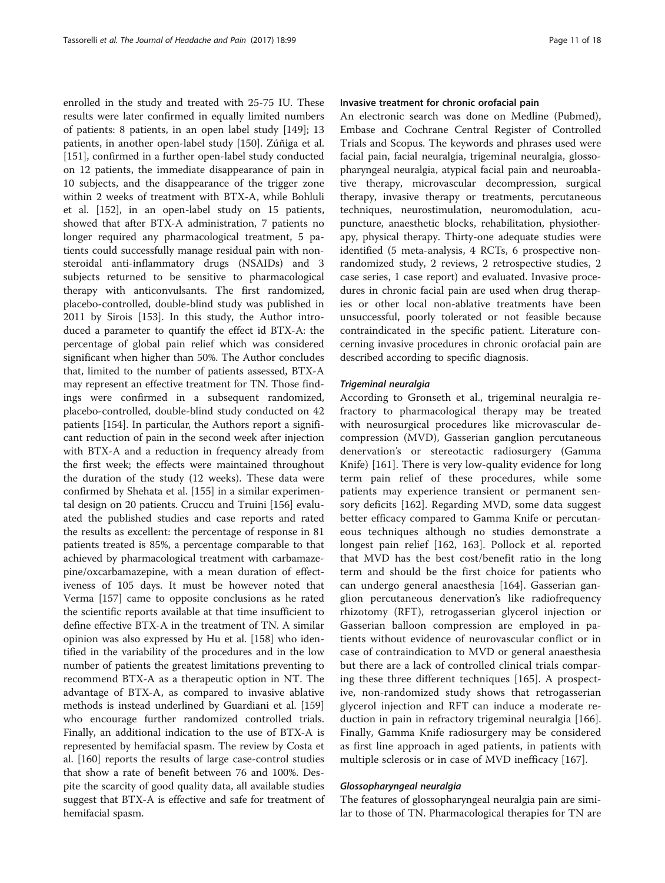enrolled in the study and treated with 25-75 IU. These results were later confirmed in equally limited numbers of patients: 8 patients, in an open label study [149]; 13 patients, in another open-label study [150]. Zúñiga et al. [151], confirmed in a further open-label study conducted on 12 patients, the immediate disappearance of pain in 10 subjects, and the disappearance of the trigger zone within 2 weeks of treatment with BTX-A, while Bohluli et al. [152], in an open-label study on 15 patients, showed that after BTX-A administration, 7 patients no longer required any pharmacological treatment, 5 patients could successfully manage residual pain with non-steroidal anti-inflammatory drugs (NSAIDs) and 3 subjects returned to be sensitive to pharmacological therapy with anticonvulsants. The first randomized, placebo-controlled, double-blind study was published in 2011 by Sirois [153]. In this study, the Author introduced a parameter to quantify the effect id BTX-A: the percentage of global pain relief which was considered significant when higher than 50%. The Author concludes that, limited to the number of patients assessed, BTX-A may represent an effective treatment for TN. Those findings were confirmed in a subsequent randomized, placebo-controlled, double-blind study conducted on 42 patients [154]. In particular, the Authors report a significant reduction of pain in the second week after injection with BTX-A and a reduction in frequency already from the first week; the effects were maintained throughout the duration of the study (12 weeks). These data were confirmed by Shehata et al. [155] in a similar experimental design on 20 patients. Cruccu and Truini [156] evaluated the published studies and case reports and rated the results as excellent: the percentage of response in 81 patients treated is 85%, a percentage comparable to that achieved by pharmacological treatment with carbamazepine/oxcarbamazepine, with a mean duration of effectiveness of 105 days. It must be however noted that Verma [157] came to opposite conclusions as he rated the scientific reports available at that time insufficient to define effective BTX-A in the treatment of TN. A similar opinion was also expressed by Hu et al. [158] who identified in the variability of the procedures and in the low number of patients the greatest limitations preventing to recommend BTX-A as a therapeutic option in NT. The advantage of BTX-A, as compared to invasive ablative methods is instead underlined by Guardiani et al. [159] who encourage further randomized controlled trials. Finally, an additional indication to the use of BTX-A is represented by hemifacial spasm. The review by Costa et al. [160] reports the results of large case-control studies that show a rate of benefit between 76 and 100%. Despite the scarcity of good quality data, all available studies suggest that BTX-A is effective and safe for treatment of hemifacial spasm.

#### Invasive treatment for chronic orofacial pain

An electronic search was done on Medline (Pubmed), Embase and Cochrane Central Register of Controlled Trials and Scopus. The keywords and phrases used were facial pain, facial neuralgia, trigeminal neuralgia, glossopharyngeal neuralgia, atypical facial pain and neuroablative therapy, microvascular decompression, surgical therapy, invasive therapy or treatments, percutaneous techniques, neurostimulation, neuromodulation, acupuncture, anaesthetic blocks, rehabilitation, physiotherapy, physical therapy. Thirty-one adequate studies were identified (5 meta-analysis, 4 RCTs, 6 prospective non-randomized study, 2 reviews, 2 retrospective studies, 2 case series, 1 case report) and evaluated. Invasive procedures in chronic facial pain are used when drug therapies or other local non-ablative treatments have been unsuccessful, poorly tolerated or not feasible because contraindicated in the specific patient. Literature concerning invasive procedures in chronic orofacial pain are described according to specific diagnosis.

##### *Trigeminal neuralgia*

According to Gronseth et al., trigeminal neuralgia refractory to pharmacological therapy may be treated with neurosurgical procedures like microvascular decompression (MVD), Gasserian ganglion percutaneous denervation's or stereotactic radiosurgery (Gamma Knife) [161]. There is very low-quality evidence for long term pain relief of these procedures, while some patients may experience transient or permanent sensory deficits [162]. Regarding MVD, some data suggest better efficacy compared to Gamma Knife or percutaneous techniques although no studies demonstrate a longest pain relief [162, 163]. Pollock et al. reported that MVD has the best cost/benefit ratio in the long term and should be the first choice for patients who can undergo general anaesthesia [164]. Gasserian ganglion percutaneous denervation's like radiofrequency rhizotomy (RFT), retrogasserian glycerol injection or Gasserian balloon compression are employed in patients without evidence of neurovascular conflict or in case of contraindication to MVD or general anaesthesia but there are a lack of controlled clinical trials comparing these three different techniques [165]. A prospective, non-randomized study shows that retrogasserian glycerol injection and RFT can induce a moderate reduction in pain in refractory trigeminal neuralgia [166]. Finally, Gamma Knife radiosurgery may be considered as first line approach in aged patients, in patients with multiple sclerosis or in case of MVD inefficacy [167].

##### *Glossopharyngeal neuralgia*

The features of glossopharyngeal neuralgia pain are similar to those of TN. Pharmacological therapies for TN are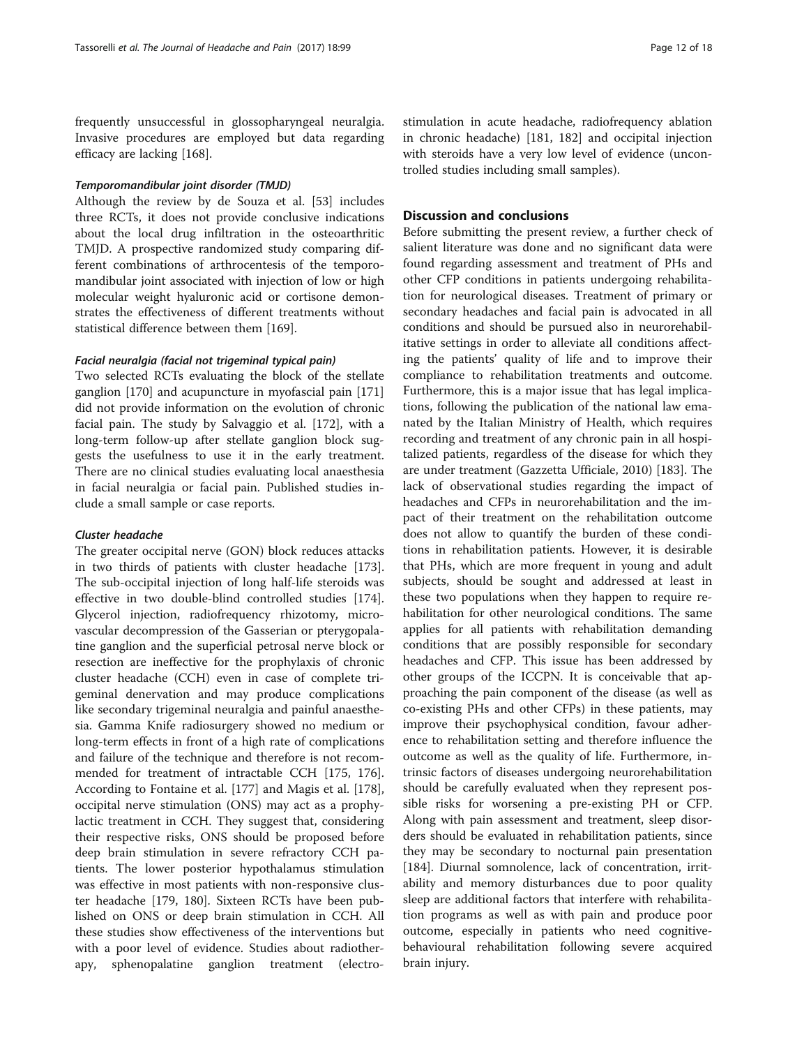frequently unsuccessful in glossopharyngeal neuralgia. Invasive procedures are employed but data regarding efficacy are lacking [168].

#### *Temporomandibular joint disorder (TMJD)*

Although the review by de Souza et al. [53] includes three RCTs, it does not provide conclusive indications about the local drug infiltration in the osteoarthritic TMJD. A prospective randomized study comparing different combinations of arthrocentesis of the temporomandibular joint associated with injection of low or high molecular weight hyaluronic acid or cortisone demonstrates the effectiveness of different treatments without statistical difference between them [169].

#### *Facial neuralgia (facial not trigeminal typical pain)*

Two selected RCTs evaluating the block of the stellate ganglion [170] and acupuncture in myofascial pain [171] did not provide information on the evolution of chronic facial pain. The study by Salvaggio et al. [172], with a long-term follow-up after stellate ganglion block suggests the usefulness to use it in the early treatment. There are no clinical studies evaluating local anaesthesia in facial neuralgia or facial pain. Published studies include a small sample or case reports.

#### *Cluster headache*

The greater occipital nerve (GON) block reduces attacks in two thirds of patients with cluster headache [173]. The sub-occipital injection of long half-life steroids was effective in two double-blind controlled studies [174]. Glycerol injection, radiofrequency rhizotomy, microvascular decompression of the Gasserian or pterygopalatine ganglion and the superficial petrosal nerve block or resection are ineffective for the prophylaxis of chronic cluster headache (CCH) even in case of complete trigeminal denervation and may produce complications like secondary trigeminal neuralgia and painful anaesthesia. Gamma Knife radiosurgery showed no medium or long-term effects in front of a high rate of complications and failure of the technique and therefore is not recommended for treatment of intractable CCH [175, 176]. According to Fontaine et al. [177] and Magis et al. [178], occipital nerve stimulation (ONS) may act as a prophylactic treatment in CCH. They suggest that, considering their respective risks, ONS should be proposed before deep brain stimulation in severe refractory CCH patients. The lower posterior hypothalamus stimulation was effective in most patients with non-responsive cluster headache [179, 180]. Sixteen RCTs have been published on ONS or deep brain stimulation in CCH. All these studies show effectiveness of the interventions but with a poor level of evidence. Studies about radiotherapy, sphenopalatine ganglion treatment (electrostimulation in acute headache, radiofrequency ablation in chronic headache) [181, 182] and occipital injection with steroids have a very low level of evidence (uncontrolled studies including small samples).

## Discussion and conclusions

Before submitting the present review, a further check of salient literature was done and no significant data were found regarding assessment and treatment of PHs and other CFP conditions in patients undergoing rehabilitation for neurological diseases. Treatment of primary or secondary headaches and facial pain is advocated in all conditions and should be pursued also in neurorehabilitative settings in order to alleviate all conditions affecting the patients' quality of life and to improve their compliance to rehabilitation treatments and outcome. Furthermore, this is a major issue that has legal implications, following the publication of the national law emanated by the Italian Ministry of Health, which requires recording and treatment of any chronic pain in all hospitalized patients, regardless of the disease for which they are under treatment (Gazzetta Ufficiale, 2010) [183]. The lack of observational studies regarding the impact of headaches and CFPs in neurorehabilitation and the impact of their treatment on the rehabilitation outcome does not allow to quantify the burden of these conditions in rehabilitation patients. However, it is desirable that PHs, which are more frequent in young and adult subjects, should be sought and addressed at least in these two populations when they happen to require rehabilitation for other neurological conditions. The same applies for all patients with rehabilitation demanding conditions that are possibly responsible for secondary headaches and CFP. This issue has been addressed by other groups of the ICCPN. It is conceivable that approaching the pain component of the disease (as well as co-existing PHs and other CFPs) in these patients, may improve their psychophysical condition, favour adherence to rehabilitation setting and therefore influence the outcome as well as the quality of life. Furthermore, intrinsic factors of diseases undergoing neurorehabilitation should be carefully evaluated when they represent possible risks for worsening a pre-existing PH or CFP. Along with pain assessment and treatment, sleep disorders should be evaluated in rehabilitation patients, since they may be secondary to nocturnal pain presentation [184]. Diurnal somnolence, lack of concentration, irritability and memory disturbances due to poor quality sleep are additional factors that interfere with rehabilitation programs as well as with pain and produce poor outcome, especially in patients who need cognitive-behavioural rehabilitation following severe acquired brain injury.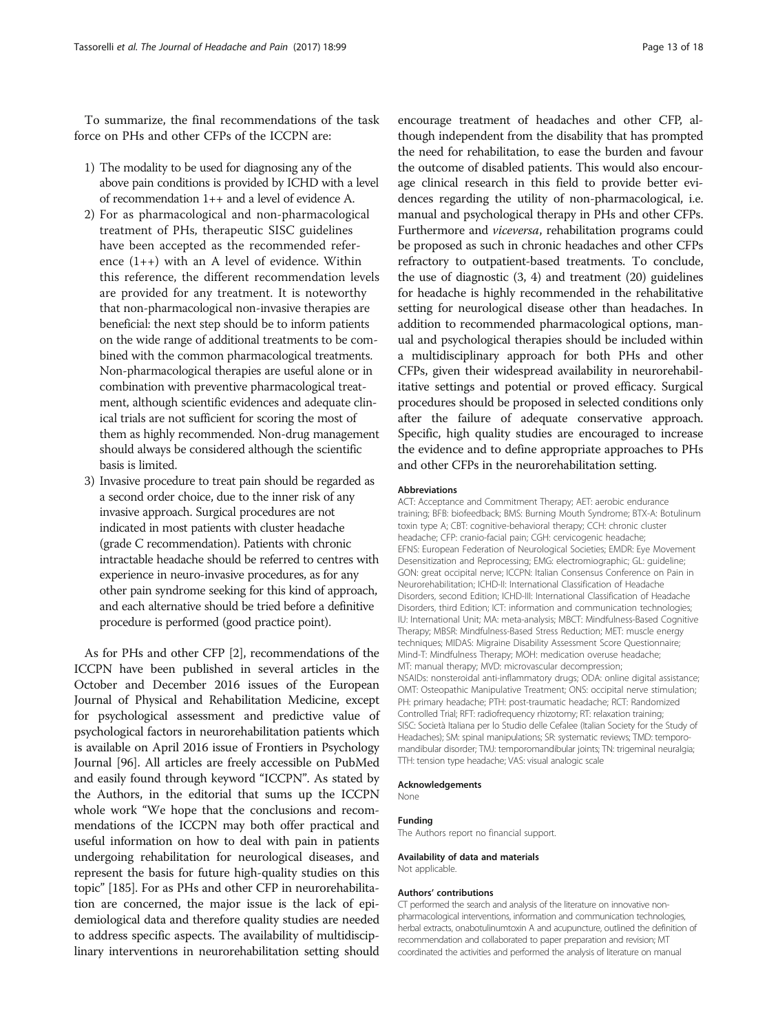To summarize, the final recommendations of the task force on PHs and other CFPs of the ICCPN are:

1) The modality to be used for diagnosing any of the above pain conditions is provided by ICHD with a level of recommendation 1++ and a level of evidence A.
2) For as pharmacological and non-pharmacological treatment of PHs, therapeutic SISC guidelines have been accepted as the recommended reference (1++) with an A level of evidence. Within this reference, the different recommendation levels are provided for any treatment. It is noteworthy that non-pharmacological non-invasive therapies are beneficial: the next step should be to inform patients on the wide range of additional treatments to be combined with the common pharmacological treatments. Non-pharmacological therapies are useful alone or in combination with preventive pharmacological treatment, although scientific evidences and adequate clinical trials are not sufficient for scoring the most of them as highly recommended. Non-drug management should always be considered although the scientific basis is limited.
3) Invasive procedure to treat pain should be regarded as a second order choice, due to the inner risk of any invasive approach. Surgical procedures are not indicated in most patients with cluster headache (grade C recommendation). Patients with chronic intractable headache should be referred to centres with experience in neuro-invasive procedures, as for any other pain syndrome seeking for this kind of approach, and each alternative should be tried before a definitive procedure is performed (good practice point).

As for PHs and other CFP [2], recommendations of the ICCPN have been published in several articles in the October and December 2016 issues of the European Journal of Physical and Rehabilitation Medicine, except for psychological assessment and predictive value of psychological factors in neurorehabilitation patients which is available on April 2016 issue of Frontiers in Psychology Journal [96]. All articles are freely accessible on PubMed and easily found through keyword "ICCPN". As stated by the Authors, in the editorial that sums up the ICCPN whole work "We hope that the conclusions and recommendations of the ICCPN may both offer practical and useful information on how to deal with pain in patients undergoing rehabilitation for neurological diseases, and represent the basis for future high-quality studies on this topic" [185]. For as PHs and other CFP in neurorehabilitation are concerned, the major issue is the lack of epidemiological data and therefore quality studies are needed to address specific aspects. The availability of multidisciplinary interventions in neurorehabilitation setting should encourage treatment of headaches and other CFP, although independent from the disability that has prompted the need for rehabilitation, to ease the burden and favour the outcome of disabled patients. This would also encourage clinical research in this field to provide better evidences regarding the utility of non-pharmacological, i.e. manual and psychological therapy in PHs and other CFPs. Furthermore and *viceversa*, rehabilitation programs could be proposed as such in chronic headaches and other CFPs refractory to outpatient-based treatments. To conclude, the use of diagnostic (3, 4) and treatment (20) guidelines for headache is highly recommended in the rehabilitative setting for neurological disease other than headaches. In addition to recommended pharmacological options, manual and psychological therapies should be included within a multidisciplinary approach for both PHs and other CFPs, given their widespread availability in neurorehabilitative settings and potential or proved efficacy. Surgical procedures should be proposed in selected conditions only after the failure of adequate conservative approach. Specific, high quality studies are encouraged to increase the evidence and to define appropriate approaches to PHs and other CFPs in the neurorehabilitation setting.

#### Abbreviations

ACT: Acceptance and Commitment Therapy; AET: aerobic endurance training; BFB: biofeedback; BMS: Burning Mouth Syndrome; BTX-A: Botulinum toxin type A; CBT: cognitive-behavioral therapy; CCH: chronic cluster headache; CFP: cranio-facial pain; CGH: cervicogenic headache; EFNS: European Federation of Neurological Societies; EMDR: Eye Movement Desensitization and Reprocessing; EMG: electromiographic; GL: guideline; GON: great occipital nerve; ICCPN: Italian Consensus Conference on Pain in Neurorehabilitation; ICHD-II: International Classification of Headache Disorders, second Edition; ICHD-III: International Classification of Headache Disorders, third Edition; ICT: information and communication technologies; IU: International Unit; MA: meta-analysis; MBCT: Mindfulness-Based Cognitive Therapy; MBSR: Mindfulness-Based Stress Reduction; MET: muscle energy techniques; MIDAS: Migraine Disability Assessment Score Questionnaire; Mind-T: Mindfulness Therapy; MOH: medication overuse headache; MT: manual therapy; MVD: microvascular decompression; NSAIDs: nonsteroidal anti-inflammatory drugs; ODA: online digital assistance; OMT: Osteopathic Manipulative Treatment; ONS: occipital nerve stimulation; PH: primary headache; PTH: post-traumatic headache; RCT: Randomized Controlled Trial; RFT: radiofrequency rhizotomy; RT: relaxation training; SISC: Società Italiana per lo Studio delle Cefalee (Italian Society for the Study of Headaches); SM: spinal manipulations; SR: systematic reviews; TMD: temporomandibular disorder; TMJ: temporomandibular joints; TN: trigeminal neuralgia; TTH: tension type headache; VAS: visual analogic scale

#### Acknowledgements

None

#### Funding

The Authors report no financial support.

#### Availability of data and materials

Not applicable.

#### Authors' contributions

CT performed the search and analysis of the literature on innovative non-pharmacological interventions, information and communication technologies, herbal extracts, onabotulinumtoxin A and acupuncture, outlined the definition of recommendation and collaborated to paper preparation and revision; MT coordinated the activities and performed the analysis of literature on manual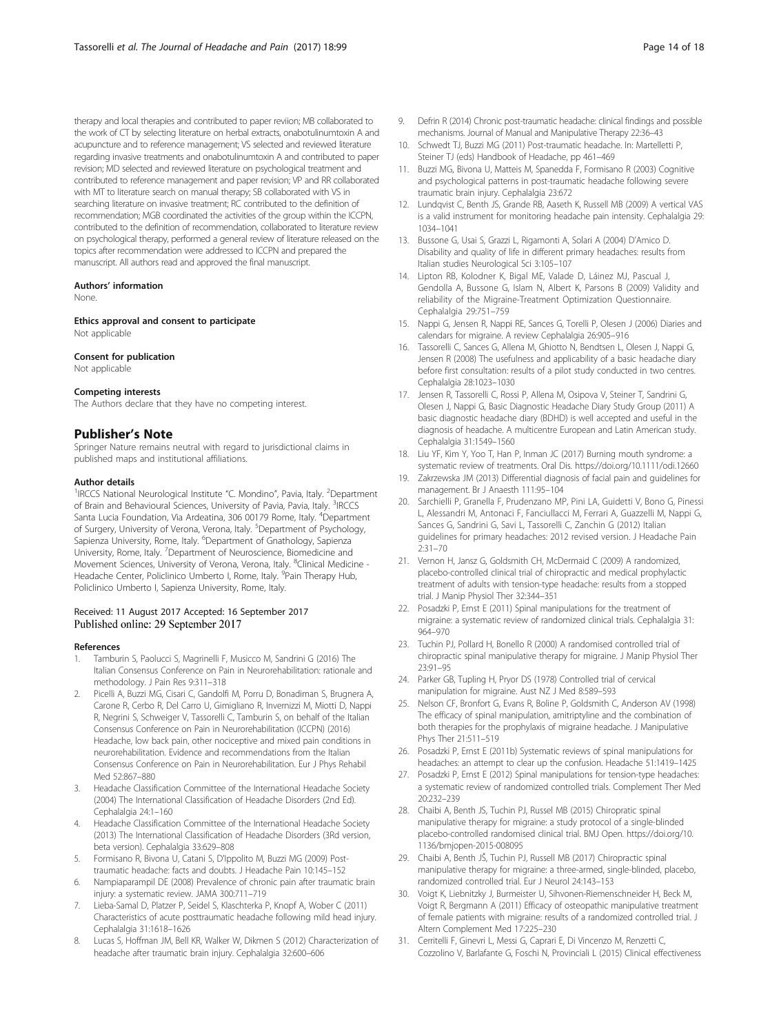therapy and local therapies and contributed to paper reviion; MB collaborated to the work of CT by selecting literature on herbal extracts, onabotulinumtoxin A and acupuncture and to reference management; VS selected and reviewed literature regarding invasive treatments and onabotulinumtoxin A and contributed to paper revision; MD selected and reviewed literature on psychological treatment and contributed to reference management and paper revision; VP and RR collaborated with MT to literature search on manual therapy; SB collaborated with VS in searching literature on invasive treatment; RC contributed to the definition of recommendation; MGB coordinated the activities of the group within the ICCPN, contributed to the definition of recommendation, collaborated to literature review on psychological therapy, performed a general review of literature released on the topics after recommendation were addressed to ICCPN and prepared the manuscript. All authors read and approved the final manuscript.

#### Authors' information

None.

#### Ethics approval and consent to participate

Not applicable

#### Consent for publication

Not applicable

#### Competing interests

The Authors declare that they have no competing interest.

## Publisher's Note

Springer Nature remains neutral with regard to jurisdictional claims in published maps and institutional affiliations.

#### Author details

[1]IRCCS National Neurological Institute "C. Mondino", Pavia, Italy. [2]Department of Brain and Behavioural Sciences, University of Pavia, Pavia, Italy. [3]IRCCS Santa Lucia Foundation, Via Ardeatina, 306 00179 Rome, Italy. [4]Department of Surgery, University of Verona, Verona, Italy. [5]Department of Psychology, Sapienza University, Rome, Italy. [6]Department of Gnathology, Sapienza University, Rome, Italy. [7]Department of Neuroscience, Biomedicine and Movement Sciences, University of Verona, Verona, Italy. [8]Clinical Medicine - Headache Center, Policlinico Umberto I, Rome, Italy. [9]Pain Therapy Hub, Policlinico Umberto I, Sapienza University, Rome, Italy.

Received: 11 August 2017 Accepted: 16 September 2017
Published online: 29 September 2017

#### References

1. Tamburin S, Paolucci S, Magrinelli F, Musicco M, Sandrini G (2016) The Italian Consensus Conference on Pain in Neurorehabilitation: rationale and methodology. J Pain Res 9:311–318
2. Picelli A, Buzzi MG, Cisari C, Gandolfi M, Porru D, Bonadiman S, Brugnera A, Carone R, Cerbo R, Del Carro U, Gimigliano R, Invernizzi M, Miotti D, Nappi R, Negrini S, Schweiger V, Tassorelli C, Tamburin S, on behalf of the Italian Consensus Conference on Pain in Neurorehabilitation (ICCPN) (2016) Headache, low back pain, other nociceptive and mixed pain conditions in neurorehabilitation. Evidence and recommendations from the Italian Consensus Conference on Pain in Neurorehabilitation. Eur J Phys Rehabil Med 52:867–880
3. Headache Classification Committee of the International Headache Society (2004) The International Classification of Headache Disorders (2nd Ed). Cephalalgia 24:1–160
4. Headache Classification Committee of the International Headache Society (2013) The International Classification of Headache Disorders (3Rd version, beta version). Cephalalgia 33:629–808
5. Formisano R, Bivona U, Catani S, D'Ippolito M, Buzzi MG (2009) Post-traumatic headache: facts and doubts. J Headache Pain 10:145–152
6. Nampiaparampil DE (2008) Prevalence of chronic pain after traumatic brain injury: a systematic review. JAMA 300:711–719
7. Lieba-Samal D, Platzer P, Seidel S, Klaschterka P, Knopf A, Wober C (2011) Characteristics of acute posttraumatic headache following mild head injury. Cephalalgia 31:1618–1626
8. Lucas S, Hoffman JM, Bell KR, Walker W, Dikmen S (2012) Characterization of headache after traumatic brain injury. Cephalalgia 32:600–606
9. Defrin R (2014) Chronic post-traumatic headache: clinical findings and possible mechanisms. Journal of Manual and Manipulative Therapy 22:36–43
10. Schwedt TJ, Buzzi MG (2011) Post-traumatic headache. In: Martelletti P, Steiner TJ (eds) Handbook of Headache, pp 461–469
11. Buzzi MG, Bivona U, Matteis M, Spanedda F, Formisano R (2003) Cognitive and psychological patterns in post-traumatic headache following severe traumatic brain injury. Cephalalgia 23:672
12. Lundqvist C, Benth JS, Grande RB, Aaseth K, Russell MB (2009) A vertical VAS is a valid instrument for monitoring headache pain intensity. Cephalalgia 29: 1034–1041
13. Bussone G, Usai S, Grazzi L, Rigamonti A, Solari A (2004) D'Amico D. Disability and quality of life in different primary headaches: results from Italian studies Neurological Sci 3:105–107
14. Lipton RB, Kolodner K, Bigal ME, Valade D, Láinez MJ, Pascual J, Gendolla A, Bussone G, Islam N, Albert K, Parsons B (2009) Validity and reliability of the Migraine-Treatment Optimization Questionnaire. Cephalalgia 29:751–759
15. Nappi G, Jensen R, Nappi RE, Sances G, Torelli P, Olesen J (2006) Diaries and calendars for migraine. A review Cephalalgia 26:905–916
16. Tassorelli C, Sances G, Allena M, Ghiotto N, Bendtsen L, Olesen J, Nappi G, Jensen R (2008) The usefulness and applicability of a basic headache diary before first consultation: results of a pilot study conducted in two centres. Cephalalgia 28:1023–1030
17. Jensen R, Tassorelli C, Rossi P, Allena M, Osipova V, Steiner T, Sandrini G, Olesen J, Nappi G, Basic Diagnostic Headache Diary Study Group (2011) A basic diagnostic headache diary (BDHD) is well accepted and useful in the diagnosis of headache. A multicentre European and Latin American study. Cephalalgia 31:1549–1560
18. Liu YF, Kim Y, Yoo T, Han P, Inman JC (2017) Burning mouth syndrome: a systematic review of treatments. Oral Dis. https://doi.org/10.1111/odi.12660
19. Zakrzewska JM (2013) Differential diagnosis of facial pain and guidelines for management. Br J Anaesth 111:95–104
20. Sarchielli P, Granella F, Prudenzano MP, Pini LA, Guidetti V, Bono G, Pinessi L, Alessandri M, Antonaci F, Fanciullacci M, Ferrari A, Guazzelli M, Nappi G, Sances G, Sandrini G, Savi L, Tassorelli C, Zanchin G (2012) Italian guidelines for primary headaches: 2012 revised version. J Headache Pain 2:31–70
21. Vernon H, Jansz G, Goldsmith CH, McDermaid C (2009) A randomized, placebo-controlled clinical trial of chiropractic and medical prophylactic treatment of adults with tension-type headache: results from a stopped trial. J Manip Physiol Ther 32:344–351
22. Posadzki P, Ernst E (2011) Spinal manipulations for the treatment of migraine: a systematic review of randomized clinical trials. Cephalalgia 31: 964–970
23. Tuchin PJ, Pollard H, Bonello R (2000) A randomised controlled trial of chiropractic spinal manipulative therapy for migraine. J Manip Physiol Ther 23:91–95
24. Parker GB, Tupling H, Pryor DS (1978) Controlled trial of cervical manipulation for migraine. Aust NZ J Med 8:589–593
25. Nelson CF, Bronfort G, Evans R, Boline P, Goldsmith C, Anderson AV (1998) The efficacy of spinal manipulation, amitriptyline and the combination of both therapies for the prophylaxis of migraine headache. J Manipulative Phys Ther 21:511–519
26. Posadzki P, Ernst E (2011b) Systematic reviews of spinal manipulations for headaches: an attempt to clear up the confusion. Headache 51:1419–1425
27. Posadzki P, Ernst E (2012) Spinal manipulations for tension-type headaches: a systematic review of randomized controlled trials. Complement Ther Med 20:232–239
28. Chaibi A, Benth JS, Tuchin PJ, Russel MB (2015) Chiropratic spinal manipulative therapy for migraine: a study protocol of a single-blinded placebo-controlled randomised clinical trial. BMJ Open. https://doi.org/10.1136/bmjopen-2015-008095
29. Chaibi A, Benth JŠ, Tuchin PJ, Russell MB (2017) Chiropractic spinal manipulative therapy for migraine: a three-armed, single-blinded, placebo, randomized controlled trial. Eur J Neurol 24:143–153
30. Voigt K, Liebnitzky J, Burmeister U, Sihvonen-Riemenschneider H, Beck M, Voigt R, Bergmann A (2011) Efficacy of osteopathic manipulative treatment of female patients with migraine: results of a randomized controlled trial. J Altern Complement Med 17:225–230
31. Cerritelli F, Ginevri L, Messi G, Caprari E, Di Vincenzo M, Renzetti C, Cozzolino V, Barlafante G, Foschi N, Provinciali L (2015) Clinical effectiveness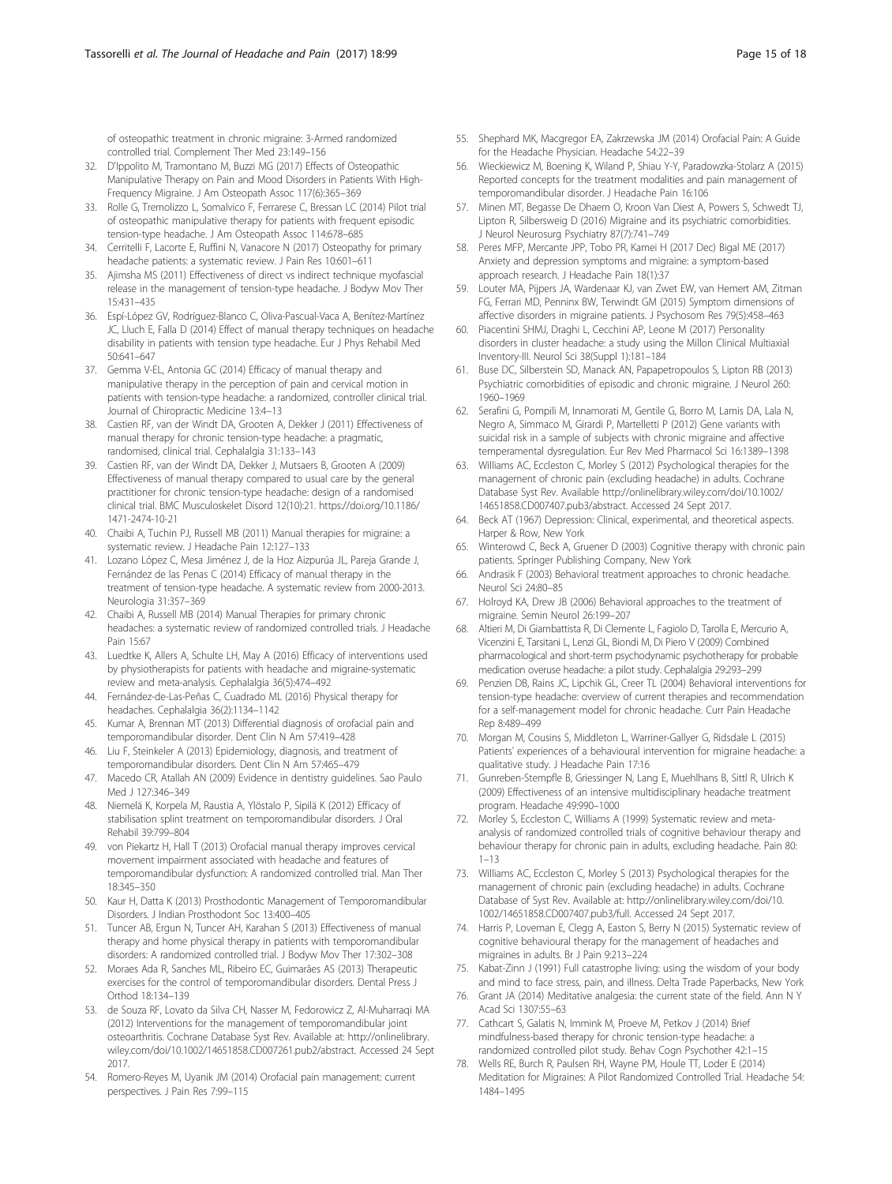of osteopathic treatment in chronic migraine: 3-Armed randomized controlled trial. Complement Ther Med 23:149–156

32. D'Ippolito M, Tramontano M, Buzzi MG (2017) Effects of Osteopathic Manipulative Therapy on Pain and Mood Disorders in Patients With High-Frequency Migraine. J Am Osteopath Assoc 117(6):365–369
33. Rolle G, Tremolizzo L, Somalvico F, Ferrarese C, Bressan LC (2014) Pilot trial of osteopathic manipulative therapy for patients with frequent episodic tension-type headache. J Am Osteopath Assoc 114:678–685
34. Cerritelli F, Lacorte E, Ruffini N, Vanacore N (2017) Osteopathy for primary headache patients: a systematic review. J Pain Res 10:601–611
35. Ajimsha MS (2011) Effectiveness of direct vs indirect technique myofascial release in the management of tension-type headache. J Bodyw Mov Ther 15:431–435
36. Espí-López GV, Rodríguez-Blanco C, Oliva-Pascual-Vaca A, Benítez-Martínez JC, Lluch E, Falla D (2014) Effect of manual therapy techniques on headache disability in patients with tension type headache. Eur J Phys Rehabil Med 50:641–647
37. Gemma V-EL, Antonia GC (2014) Efficacy of manual therapy and manipulative therapy in the perception of pain and cervical motion in patients with tension-type headache: a randomized, controller clinical trial. Journal of Chiropractic Medicine 13:4–13
38. Castien RF, van der Windt DA, Grooten A, Dekker J (2011) Effectiveness of manual therapy for chronic tension-type headache: a pragmatic, randomised, clinical trial. Cephalalgia 31:133–143
39. Castien RF, van der Windt DA, Dekker J, Mutsaers B, Grooten A (2009) Effectiveness of manual therapy compared to usual care by the general practitioner for chronic tension-type headache: design of a randomised clinical trial. BMC Musculoskelet Disord 12(10):21. https://doi.org/10.1186/1471-2474-10-21
40. Chaibi A, Tuchin PJ, Russell MB (2011) Manual therapies for migraine: a systematic review. J Headache Pain 12:127–133
41. Lozano López C, Mesa Jiménez J, de la Hoz Aizpurúa JL, Pareja Grande J, Fernández de las Penas C (2014) Efficacy of manual therapy in the treatment of tension-type headache. A systematic review from 2000-2013. Neurologia 31:357–369
42. Chaibi A, Russell MB (2014) Manual Therapies for primary chronic headaches: a systematic review of randomized controlled trials. J Headache Pain 15:67
43. Luedtke K, Allers A, Schulte LH, May A (2016) Efficacy of interventions used by physiotherapists for patients with headache and migraine-systematic review and meta-analysis. Cephalalgia 36(5):474–492
44. Fernández-de-Las-Peñas C, Cuadrado ML (2016) Physical therapy for headaches. Cephalalgia 36(2):1134–1142
45. Kumar A, Brennan MT (2013) Differential diagnosis of orofacial pain and temporomandibular disorder. Dent Clin N Am 57:419–428
46. Liu F, Steinkeler A (2013) Epidemiology, diagnosis, and treatment of temporomandibular disorders. Dent Clin N Am 57:465–479
47. Macedo CR, Atallah AN (2009) Evidence in dentistry guidelines. Sao Paulo Med J 127:346–349
48. Niemelä K, Korpela M, Raustia A, Ylöstalo P, Sipilä K (2012) Efficacy of stabilisation splint treatment on temporomandibular disorders. J Oral Rehabil 39:799–804
49. von Piekartz H, Hall T (2013) Orofacial manual therapy improves cervical movement impairment associated with headache and features of temporomandibular dysfunction: A randomized controlled trial. Man Ther 18:345–350
50. Kaur H, Datta K (2013) Prosthodontic Management of Temporomandibular Disorders. J Indian Prosthodont Soc 13:400–405
51. Tuncer AB, Ergun N, Tuncer AH, Karahan S (2013) Effectiveness of manual therapy and home physical therapy in patients with temporomandibular disorders: A randomized controlled trial. J Bodyw Mov Ther 17:302–308
52. Moraes Ada R, Sanches ML, Ribeiro EC, Guimarães AS (2013) Therapeutic exercises for the control of temporomandibular disorders. Dental Press J Orthod 18:134–139
53. de Souza RF, Lovato da Silva CH, Nasser M, Fedorowicz Z, Al-Muharraqi MA (2012) Interventions for the management of temporomandibular joint osteoarthritis. Cochrane Database Syst Rev. Available at: http://onlinelibrary.wiley.com/doi/10.1002/14651858.CD007261.pub2/abstract. Accessed 24 Sept 2017.
54. Romero-Reyes M, Uyanik JM (2014) Orofacial pain management: current perspectives. J Pain Res 7:99–115
55. Shephard MK, Macgregor EA, Zakrzewska JM (2014) Orofacial Pain: A Guide for the Headache Physician. Headache 54:22–39
56. Wieckiewicz M, Boening K, Wiland P, Shiau Y-Y, Paradowska-Stolarz A (2015) Reported concepts for the treatment modalities and pain management of temporomandibular disorder. J Headache Pain 16:106
57. Minen MT, Begasse De Dhaem O, Kroon Van Diest A, Powers S, Schwedt TJ, Lipton R, Silbersweig D (2016) Migraine and its psychiatric comorbidities. J Neurol Neurosurg Psychiatry 87(7):741–749
58. Peres MFP, Mercante JPP, Tobo PR, Kamei H (2017 Dec) Bigal ME (2017) Anxiety and depression symptoms and migraine: a symptom-based approach research. J Headache Pain 18(1):37
59. Louter MA, Pijpers JA, Wardenaar KJ, van Zwet EW, van Hemert AM, Zitman FG, Ferrari MD, Penninx BW, Terwindt GM (2015) Symptom dimensions of affective disorders in migraine patients. J Psychosom Res 79(5):458–463
60. Piacentini SHMJ, Draghi L, Cecchini AP, Leone M (2017) Personality disorders in cluster headache: a study using the Millon Clinical Multiaxial Inventory-III. Neurol Sci 38(Suppl 1):181–184
61. Buse DC, Silberstein SD, Manack AN, Papapetropoulos S, Lipton RB (2013) Psychiatric comorbidities of episodic and chronic migraine. J Neurol 260: 1960–1969
62. Serafini G, Pompili M, Innamorati M, Gentile G, Borro M, Lamis DA, Lala N, Negro A, Simmaco M, Girardi P, Martelletti P (2012) Gene variants with suicidal risk in a sample of subjects with chronic migraine and affective temperamental dysregulation. Eur Rev Med Pharmacol Sci 16:1389–1398
63. Williams AC, Eccleston C, Morley S (2012) Psychological therapies for the management of chronic pain (excluding headache) in adults. Cochrane Database Syst Rev. Available http://onlinelibrary.wiley.com/doi/10.1002/14651858.CD007407.pub3/abstract. Accessed 24 Sept 2017.
64. Beck AT (1967) Depression: Clinical, experimental, and theoretical aspects. Harper & Row, New York
65. Winterowd C, Beck A, Gruener D (2003) Cognitive therapy with chronic pain patients. Springer Publishing Company, New York
66. Andrasik F (2003) Behavioral treatment approaches to chronic headache. Neurol Sci 24:80–85
67. Holroyd KA, Drew JB (2006) Behavioral approaches to the treatment of migraine. Semin Neurol 26:199–207
68. Altieri M, Di Giambattista R, Di Clemente L, Fagiolo D, Tarolla E, Mercurio A, Vicenzini E, Tarsitani L, Lenzi GL, Biondi M, Di Piero V (2009) Combined pharmacological and short-term psychodynamic psychotherapy for probable medication overuse headache: a pilot study. Cephalalgia 29:293–299
69. Penzien DB, Rains JC, Lipchik GL, Creer TL (2004) Behavioral interventions for tension-type headache: overview of current therapies and recommendation for a self-management model for chronic headache. Curr Pain Headache Rep 8:489–499
70. Morgan M, Cousins S, Middleton L, Warriner-Gallyer G, Ridsdale L (2015) Patients' experiences of a behavioural intervention for migraine headache: a qualitative study. J Headache Pain 17:16
71. Gunreben-Stempfle B, Griessinger N, Lang E, Muehlhans B, Sittl R, Ulrich K (2009) Effectiveness of an intensive multidisciplinary headache treatment program. Headache 49:990–1000
72. Morley S, Eccleston C, Williams A (1999) Systematic review and meta-analysis of randomized controlled trials of cognitive behaviour therapy and behaviour therapy for chronic pain in adults, excluding headache. Pain 80: 1–13
73. Williams AC, Eccleston C, Morley S (2013) Psychological therapies for the management of chronic pain (excluding headache) in adults. Cochrane Database of Syst Rev. Available at: http://onlinelibrary.wiley.com/doi/10.1002/14651858.CD007407.pub3/full. Accessed 24 Sept 2017.
74. Harris P, Loveman E, Clegg A, Easton S, Berry N (2015) Systematic review of cognitive behavioural therapy for the management of headaches and migraines in adults. Br J Pain 9:213–224
75. Kabat-Zinn J (1991) Full catastrophe living: using the wisdom of your body and mind to face stress, pain, and illness. Delta Trade Paperbacks, New York
76. Grant JA (2014) Meditative analgesia: the current state of the field. Ann N Y Acad Sci 1307:55–63
77. Cathcart S, Galatis N, Immink M, Proeve M, Petkov J (2014) Brief mindfulness-based therapy for chronic tension-type headache: a randomized controlled pilot study. Behav Cogn Psychother 42:1–15
78. Wells RE, Burch R, Paulsen RH, Wayne PM, Houle TT, Loder E (2014) Meditation for Migraines: A Pilot Randomized Controlled Trial. Headache 54: 1484–1495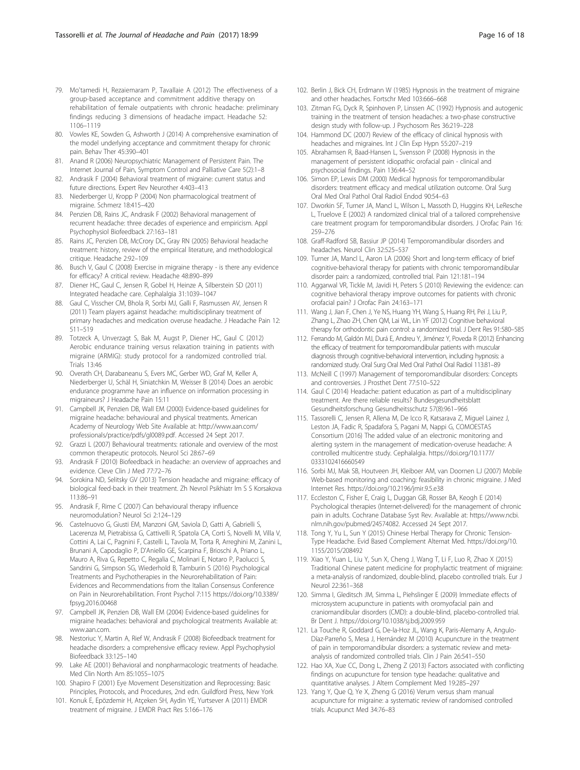79. Mo'tamedi H, Rezaiemaram P, Tavallaie A (2012) The effectiveness of a group-based acceptance and commitment additive therapy on rehabilitation of female outpatients with chronic headache: preliminary findings reducing 3 dimensions of headache impact. Headache 52: 1106–1119
80. Vowles KE, Sowden G, Ashworth J (2014) A comprehensive examination of the model underlying acceptance and commitment therapy for chronic pain. Behav Ther 45:390–401
81. Anand R (2006) Neuropsychiatric Management of Persistent Pain. The Internet Journal of Pain, Symptom Control and Palliative Care 5(2):1–8
82. Andrasik F (2004) Behavioral treatment of migraine: current status and future directions. Expert Rev Neurother 4:403–413
83. Niederberger U, Kropp P (2004) Non pharmacological treatment of migraine. Schmerz 18:415–420
84. Penzien DB, Rains JC, Andrasik F (2002) Behavioral management of recurrent headache: three decades of experience and empiricism. Appl Psychophysiol Biofeedback 27:163–181
85. Rains JC, Penzien DB, McCrory DC, Gray RN (2005) Behavioral headache treatment: history, review of the empirical literature, and methodological critique. Headache 2:92–109
86. Busch V, Gaul C (2008) Exercise in migraine therapy - is there any evidence for efficacy? A critical review. Headache 48:890–899
87. Diener HC, Gaul C, Jensen R, Gobel H, Heinze A, Silberstein SD (2011) Integrated headache care. Cephalalgia 31:1039–1047
88. Gaul C, Visscher CM, Bhola R, Sorbi MJ, Galli F, Rasmussen AV, Jensen R (2011) Team players against headache: multidisciplinary treatment of primary headaches and medication overuse headache. J Headache Pain 12: 511–519
89. Totzeck A, Unverzagt S, Bak M, Augst P, Diener HC, Gaul C (2012) Aerobic endurance training versus relaxation training in patients with migraine (ARMIG): study protocol for a randomized controlled trial. Trials 13:46
90. Overath CH, Darabaneanu S, Evers MC, Gerber WD, Graf M, Keller A, Niederberger U, Schäl H, Siniatchkin M, Weisser B (2014) Does an aerobic endurance programme have an influence on information processing in migraineurs? J Headache Pain 15:11
91. Campbell JK, Penzien DB, Wall EM (2000) Evidence-based guidelines for migraine headache: behavioural and physical treatments. American Academy of Neurology Web Site Available at: http://www.aan.com/professionals/practice/pdfs/gl0089.pdf. Accessed 24 Sept 2017.
92. Grazzi L (2007) Behavioural treatments: rationale and overview of the most common therapeutic protocols. Neurol Sci 28:67–69
93. Andrasik F (2010) Biofeedback in headache: an overview of approaches and evidence. Cleve Clin J Med 77:72–76
94. Sorokina ND, Selitsky GV (2013) Tension headache and migraine: efficacy of biological feed-back in their treatment. Zh Nevrol Psikhiatr Im S S Korsakova 113:86–91
95. Andrasik F, Rime C (2007) Can behavioural therapy influence neuromodulation? Neurol Sci 2:124–129
96. Castelnuovo G, Giusti EM, Manzoni GM, Saviola D, Gatti A, Gabrielli S, Lacerenza M, Pietrabissa G, Cattivelli R, Spatola CA, Corti S, Novelli M, Villa V, Cottini A, Lai C, Pagnini F, Castelli L, Tavola M, Torta R, Arreghini M, Zanini L, Brunani A, Capodaglio P, D'Aniello GE, Scarpina F, Brioschi A, Priano L, Mauro A, Riva G, Repetto C, Regalia C, Molinari E, Notaro P, Paolucci S, Sandrini G, Simpson SG, Wiederhold B, Tamburin S (2016) Psychological Treatments and Psychotherapies in the Neurorehabilitation of Pain: Evidences and Recommendations from the Italian Consensus Conference on Pain in Neurorehabilitation. Front Psychol 7:115 https://doi.org/10.3389/fpsyg.2016.00468
97. Campbell JK, Penzien DB, Wall EM (2004) Evidence-based guidelines for migraine headaches: behavioral and psychological treatments Available at: www.aan.com.
98. Nestoriuc Y, Martin A, Rief W, Andrasik F (2008) Biofeedback treatment for headache disorders: a comprehensive efficacy review. Appl Psychophysiol Biofeedback 33:125–140
99. Lake AE (2001) Behavioral and nonpharmacologic treatments of headache. Med Clin North Am 85:1055–1075
100. Shapiro F (2001) Eye Movement Desensitization and Reprocessing: Basic Principles, Protocols, and Procedures, 2nd edn. Guildford Press, New York
101. Konuk E, Epözdemir H, Atçeken SH, Aydin YE, Yurtsever A (2011) EMDR treatment of migraine. J EMDR Pract Res 5:166–176
102. Berlin J, Bick CH, Erdmann W (1985) Hypnosis in the treatment of migraine and other headaches. Fortschr Med 103:666–668
103. Zitman FG, Dyck R, Spinhoven P, Linssen AC (1992) Hypnosis and autogenic training in the treatment of tension headaches: a two-phase constructive design study with follow-up. J Psychosom Res 36:219–228
104. Hammond DC (2007) Review of the efficacy of clinical hypnosis with headaches and migraines. Int J Clin Exp Hypn 55:207–219
105. Abrahamsen R, Baad-Hansen L, Svensson P (2008) Hypnosis in the management of persistent idiopathic orofacial pain - clinical and psychosocial findings. Pain 136:44–52
106. Simon EP, Lewis DM (2000) Medical hypnosis for temporomandibular disorders: treatment efficacy and medical utilization outcome. Oral Surg Oral Med Oral Pathol Oral Radiol Endod 90:54–63
107. Dworkin SF, Turner JA, Mancl L, Wilson L, Massoth D, Huggins KH, LeResche L, Truelove E (2002) A randomized clinical trial of a tailored comprehensive care treatment program for temporomandibular disorders. J Orofac Pain 16: 259–276
108. Graff-Radford SB, Bassiur JP (2014) Temporomandibular disorders and headaches. Neurol Clin 32:525–537
109. Turner JA, Mancl L, Aaron LA (2006) Short and long-term efficacy of brief cognitive-behavioral therapy for patients with chronic temporomandibular disorder pain: a randomized, controlled trial. Pain 121:181–194
110. Aggarwal VR, Tickle M, Javidi H, Peters S (2010) Reviewing the evidence: can cognitive behavioral therapy improve outcomes for patients with chronic orofacial pain? J Orofac Pain 24:163–171
111. Wang J, Jian F, Chen J, Ye NS, Huang YH, Wang S, Huang RH, Pei J, Liu P, Zhang L, Zhao ZH, Chen QM, Lai WL, Lin YF (2012) Cognitive behavioral therapy for orthodontic pain control: a randomized trial. J Dent Res 91:580–585
112. Ferrando M, Galdón MJ, Durá E, Andreu Y, Jiménez Y, Poveda R (2012) Enhancing the efficacy of treatment for temporomandibular patients with muscular diagnosis through cognitive-behavioral intervention, including hypnosis: a randomized study. Oral Surg Oral Med Oral Pathol Oral Radiol 113:81–89
113. McNeill C (1997) Management of temporomandibular disorders: Concepts and controversies. J Prosthet Dent 77:510–522
114. Gaul C (2014) Headache: patient education as part of a multidisciplinary treatment. Are there reliable results? Bundesgesundheitsblatt Gesundheitsforschung Gesundheitsschutz 57(8):961–966
115. Tassorelli C, Jensen R, Allena M, De Icco R, Katsarava Z, Miguel Lainez J, Leston JA, Fadic R, Spadafora S, Pagani M, Nappi G, COMOESTAS Consortium (2016) The added value of an electronic monitoring and alerting system in the management of medication-overuse headache: A controlled multicentre study. Cephalalgia. https://doi.org/10.1177/0333102416660549
116. Sorbi MJ, Mak SB, Houtveen JH, Kleiboer AM, van Doornen LJ (2007) Mobile Web-based monitoring and coaching: feasibility in chronic migraine. J Med Internet Res. https://doi.org/10.2196/jmir.9.5.e38
117. Eccleston C, Fisher E, Craig L, Duggan GB, Rosser BA, Keogh E (2014) Psychological therapies (Internet-delivered) for the management of chronic pain in adults. Cochrane Database Syst Rev. Available at: https://www.ncbi.nlm.nih.gov/pubmed/24574082. Accessed 24 Sept 2017.
118. Tong Y, Yu L, Sun Y (2015) Chinese Herbal Therapy for Chronic Tension-Type Headache. Evid Based Complement Alternat Med. https://doi.org/10.1155/2015/208492
119. Xiao Y, Yuan L, Liu Y, Sun X, Cheng J, Wang T, Li F, Luo R, Zhao X (2015) Traditional Chinese patent medicine for prophylactic treatment of migraine: a meta-analysis of randomized, double-blind, placebo controlled trials. Eur J Neurol 22:361–368
120. Simma I, Gleditsch JM, Simma L, Piehslinger E (2009) Immediate effects of microsystem acupuncture in patients with oromyofacial pain and craniomandibular disorders (CMD): a double-blind, placebo-controlled trial. Br Dent J. https://doi.org/10.1038/sj.bdj.2009.959
121. La Touche R, Goddard G, De-la-Hoz JL, Wang K, Paris-Alemany A, Angulo-Díaz-Parreño S, Mesa J, Hernández M (2010) Acupuncture in the treatment of pain in temporomandibular disorders: a systematic review and meta-analysis of randomized controlled trials. Clin J Pain 26:541–550
122. Hao XA, Xue CC, Dong L, Zheng Z (2013) Factors associated with conflicting findings on acupuncture for tension type headache: qualitative and quantitative analyses. J Altern Complement Med 19:285–297
123. Yang Y, Que Q, Ye X, Zheng G (2016) Verum versus sham manual acupuncture for migraine: a systematic review of randomised controlled trials. Acupunct Med 34:76–83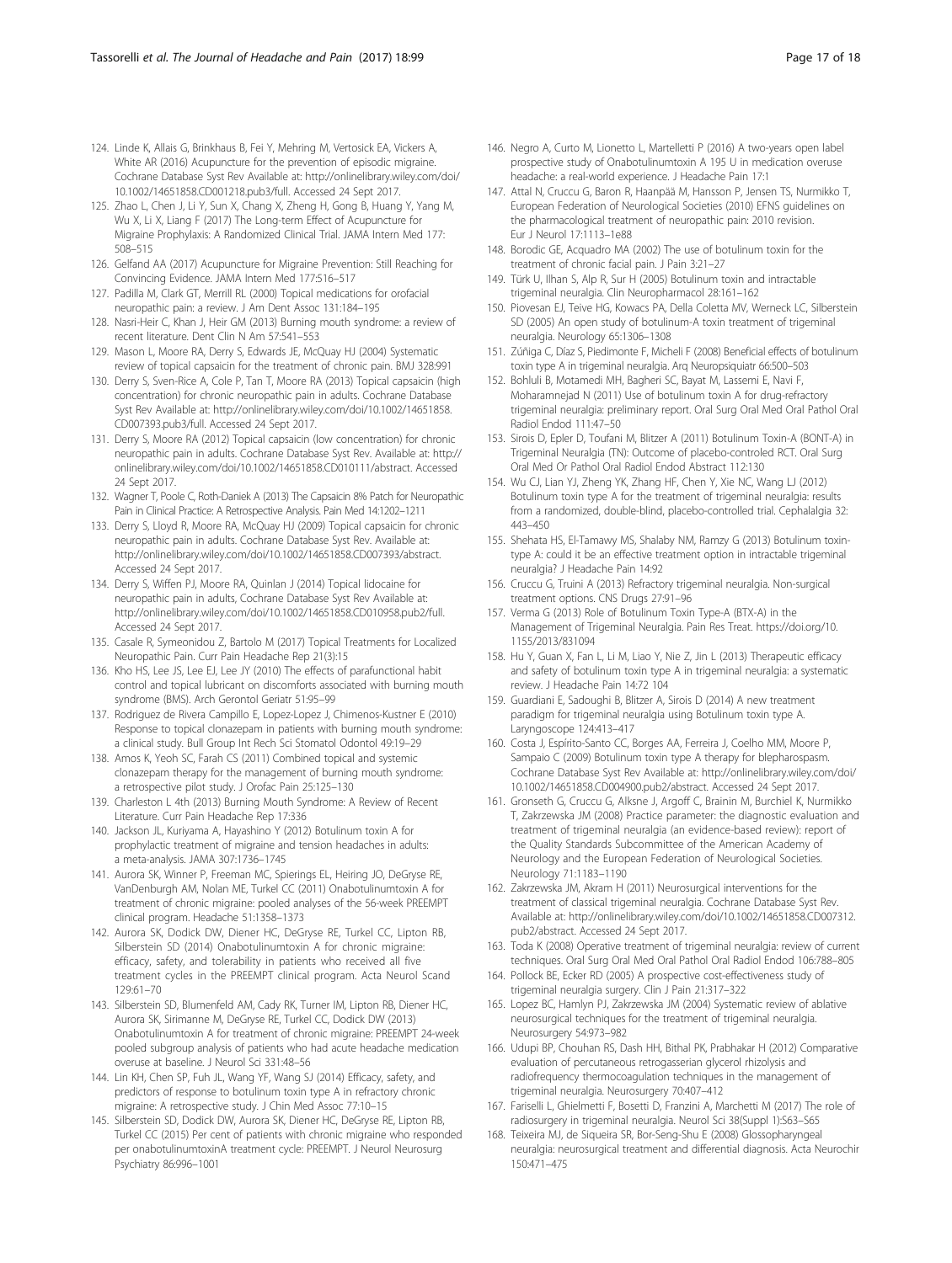124. Linde K, Allais G, Brinkhaus B, Fei Y, Mehring M, Vertosick EA, Vickers A, White AR (2016) Acupuncture for the prevention of episodic migraine. Cochrane Database Syst Rev Available at: http://onlinelibrary.wiley.com/doi/10.1002/14651858.CD001218.pub3/full. Accessed 24 Sept 2017.
125. Zhao L, Chen J, Li Y, Sun X, Chang X, Zheng H, Gong B, Huang Y, Yang M, Wu X, Li X, Liang F (2017) The Long-term Effect of Acupuncture for Migraine Prophylaxis: A Randomized Clinical Trial. JAMA Intern Med 177: 508–515
126. Gelfand AA (2017) Acupuncture for Migraine Prevention: Still Reaching for Convincing Evidence. JAMA Intern Med 177:516–517
127. Padilla M, Clark GT, Merrill RL (2000) Topical medications for orofacial neuropathic pain: a review. J Am Dent Assoc 131:184–195
128. Nasri-Heir C, Khan J, Heir GM (2013) Burning mouth syndrome: a review of recent literature. Dent Clin N Am 57:541–553
129. Mason L, Moore RA, Derry S, Edwards JE, McQuay HJ (2004) Systematic review of topical capsaicin for the treatment of chronic pain. BMJ 328:991
130. Derry S, Sven-Rice A, Cole P, Tan T, Moore RA (2013) Topical capsaicin (high concentration) for chronic neuropathic pain in adults. Cochrane Database Syst Rev Available at: http://onlinelibrary.wiley.com/doi/10.1002/14651858.CD007393.pub3/full. Accessed 24 Sept 2017.
131. Derry S, Moore RA (2012) Topical capsaicin (low concentration) for chronic neuropathic pain in adults. Cochrane Database Syst Rev. Available at: http://onlinelibrary.wiley.com/doi/10.1002/14651858.CD010111/abstract. Accessed 24 Sept 2017.
132. Wagner T, Poole C, Roth-Daniek A (2013) The Capsaicin 8% Patch for Neuropathic Pain in Clinical Practice: A Retrospective Analysis. Pain Med 14:1202–1211
133. Derry S, Lloyd R, Moore RA, McQuay HJ (2009) Topical capsaicin for chronic neuropathic pain in adults. Cochrane Database Syst Rev. Available at: http://onlinelibrary.wiley.com/doi/10.1002/14651858.CD007393/abstract. Accessed 24 Sept 2017.
134. Derry S, Wiffen PJ, Moore RA, Quinlan J (2014) Topical lidocaine for neuropathic pain in adults, Cochrane Database Syst Rev Available at: http://onlinelibrary.wiley.com/doi/10.1002/14651858.CD010958.pub2/full. Accessed 24 Sept 2017.
135. Casale R, Symeonidou Z, Bartolo M (2017) Topical Treatments for Localized Neuropathic Pain. Curr Pain Headache Rep 21(3):15
136. Kho HS, Lee JS, Lee EJ, Lee JY (2010) The effects of parafunctional habit control and topical lubricant on discomforts associated with burning mouth syndrome (BMS). Arch Gerontol Geriatr 51:95–99
137. Rodriguez de Rivera Campillo E, Lopez-Lopez J, Chimenos-Kustner E (2010) Response to topical clonazepam in patients with burning mouth syndrome: a clinical study. Bull Group Int Rech Sci Stomatol Odontol 49:19–29
138. Amos K, Yeoh SC, Farah CS (2011) Combined topical and systemic clonazepam therapy for the management of burning mouth syndrome: a retrospective pilot study. J Orofac Pain 25:125–130
139. Charleston L 4th (2013) Burning Mouth Syndrome: A Review of Recent Literature. Curr Pain Headache Rep 17:336
140. Jackson JL, Kuriyama A, Hayashino Y (2012) Botulinum toxin A for prophylactic treatment of migraine and tension headaches in adults: a meta-analysis. JAMA 307:1736–1745
141. Aurora SK, Winner P, Freeman MC, Spierings EL, Heiring JO, DeGryse RE, VanDenburgh AM, Nolan ME, Turkel CC (2011) Onabotulinumtoxin A for treatment of chronic migraine: pooled analyses of the 56-week PREEMPT clinical program. Headache 51:1358–1373
142. Aurora SK, Dodick DW, Diener HC, DeGryse RE, Turkel CC, Lipton RB, Silberstein SD (2014) Onabotulinumtoxin A for chronic migraine: efficacy, safety, and tolerability in patients who received all five treatment cycles in the PREEMPT clinical program. Acta Neurol Scand 129:61–70
143. Silberstein SD, Blumenfeld AM, Cady RK, Turner IM, Lipton RB, Diener HC, Aurora SK, Sirimanne M, DeGryse RE, Turkel CC, Dodick DW (2013) Onabotulinumtoxin A for treatment of chronic migraine: PREEMPT 24-week pooled subgroup analysis of patients who had acute headache medication overuse at baseline. J Neurol Sci 331:48–56
144. Lin KH, Chen SP, Fuh JL, Wang YF, Wang SJ (2014) Efficacy, safety, and predictors of response to botulinum toxin type A in refractory chronic migraine: A retrospective study. J Chin Med Assoc 77:10–15
145. Silberstein SD, Dodick DW, Aurora SK, Diener HC, DeGryse RE, Lipton RB, Turkel CC (2015) Per cent of patients with chronic migraine who responded per onabotulinumtoxinA treatment cycle: PREEMPT. J Neurol Neurosurg Psychiatry 86:996–1001
146. Negro A, Curto M, Lionetto L, Martelletti P (2016) A two-years open label prospective study of Onabotulinumtoxin A 195 U in medication overuse headache: a real-world experience. J Headache Pain 17:1
147. Attal N, Cruccu G, Baron R, Haanpää M, Hansson P, Jensen TS, Nurmikko T, European Federation of Neurological Societies (2010) EFNS guidelines on the pharmacological treatment of neuropathic pain: 2010 revision. Eur J Neurol 17:1113–1e88
148. Borodic GE, Acquadro MA (2002) The use of botulinum toxin for the treatment of chronic facial pain. J Pain 3:21–27
149. Türk U, Ilhan S, Alp R, Sur H (2005) Botulinum toxin and intractable trigeminal neuralgia. Clin Neuropharmacol 28:161–162
150. Piovesan EJ, Teive HG, Kowacs PA, Della Coletta MV, Werneck LC, Silberstein SD (2005) An open study of botulinum-A toxin treatment of trigeminal neuralgia. Neurology 65:1306–1308
151. Zúñiga C, Díaz S, Piedimonte F, Micheli F (2008) Beneficial effects of botulinum toxin type A in trigeminal neuralgia. Arq Neuropsiquiatr 66:500–503
152. Bohluli B, Motamedi MH, Bagheri SC, Bayat M, Lassemi E, Navi F, Moharamnejad N (2011) Use of botulinum toxin A for drug-refractory trigeminal neuralgia: preliminary report. Oral Surg Oral Med Oral Pathol Oral Radiol Endod 111:47–50
153. Sirois D, Epler D, Toufani M, Blitzer A (2011) Botulinum Toxin-A (BONT-A) in Trigeminal Neuralgia (TN): Outcome of placebo-controled RCT. Oral Surg Oral Med Or Pathol Oral Radiol Endod Abstract 112:130
154. Wu CJ, Lian YJ, Zheng YK, Zhang HF, Chen Y, Xie NC, Wang LJ (2012) Botulinum toxin type A for the treatment of trigeminal neuralgia: results from a randomized, double-blind, placebo-controlled trial. Cephalalgia 32: 443–450
155. Shehata HS, El-Tamawy MS, Shalaby NM, Ramzy G (2013) Botulinum toxin-type A: could it be an effective treatment option in intractable trigeminal neuralgia? J Headache Pain 14:92
156. Cruccu G, Truini A (2013) Refractory trigeminal neuralgia. Non-surgical treatment options. CNS Drugs 27:91–96
157. Verma G (2013) Role of Botulinum Toxin Type-A (BTX-A) in the Management of Trigeminal Neuralgia. Pain Res Treat. https://doi.org/10.1155/2013/831094
158. Hu Y, Guan X, Fan L, Li M, Liao Y, Nie Z, Jin L (2013) Therapeutic efficacy and safety of botulinum toxin type A in trigeminal neuralgia: a systematic review. J Headache Pain 14:72 104
159. Guardiani E, Sadoughi B, Blitzer A, Sirois D (2014) A new treatment paradigm for trigeminal neuralgia using Botulinum toxin type A. Laryngoscope 124:413–417
160. Costa J, Espírito-Santo CC, Borges AA, Ferreira J, Coelho MM, Moore P, Sampaio C (2009) Botulinum toxin type A therapy for blepharospasm. Cochrane Database Syst Rev Available at: http://onlinelibrary.wiley.com/doi/10.1002/14651858.CD004900.pub2/abstract. Accessed 24 Sept 2017.
161. Gronseth G, Cruccu G, Alksne J, Argoff C, Brainin M, Burchiel K, Nurmikko T, Zakrzewska JM (2008) Practice parameter: the diagnostic evaluation and treatment of trigeminal neuralgia (an evidence-based review): report of the Quality Standards Subcommittee of the American Academy of Neurology and the European Federation of Neurological Societies. Neurology 71:1183–1190
162. Zakrzewska JM, Akram H (2011) Neurosurgical interventions for the treatment of classical trigeminal neuralgia. Cochrane Database Syst Rev. Available at: http://onlinelibrary.wiley.com/doi/10.1002/14651858.CD007312.pub2/abstract. Accessed 24 Sept 2017.
163. Toda K (2008) Operative treatment of trigeminal neuralgia: review of current techniques. Oral Surg Oral Med Oral Pathol Oral Radiol Endod 106:788–805
164. Pollock BE, Ecker RD (2005) A prospective cost-effectiveness study of trigeminal neuralgia surgery. Clin J Pain 21:317–322
165. Lopez BC, Hamlyn PJ, Zakrzewska JM (2004) Systematic review of ablative neurosurgical techniques for the treatment of trigeminal neuralgia. Neurosurgery 54:973–982
166. Udupi BP, Chouhan RS, Dash HH, Bithal PK, Prabhakar H (2012) Comparative evaluation of percutaneous retrogasserian glycerol rhizolysis and radiofrequency thermocoagulation techniques in the management of trigeminal neuralgia. Neurosurgery 70:407–412
167. Fariselli L, Ghielmetti F, Bosetti D, Franzini A, Marchetti M (2017) The role of radiosurgery in trigeminal neuralgia. Neurol Sci 38(Suppl 1):S63–S65
168. Teixeira MJ, de Siqueira SR, Bor-Seng-Shu E (2008) Glossopharyngeal neuralgia: neurosurgical treatment and differential diagnosis. Acta Neurochir 150:471–475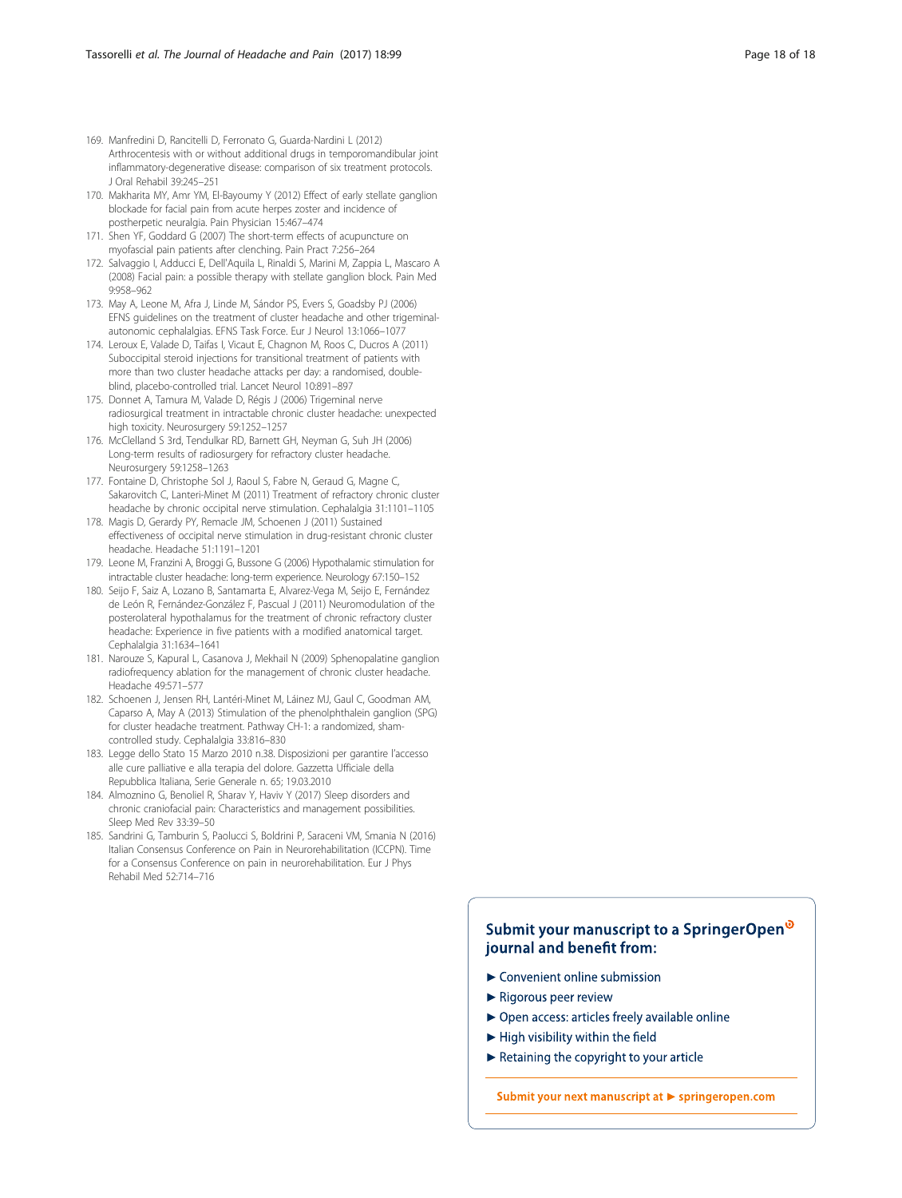169. Manfredini D, Rancitelli D, Ferronato G, Guarda-Nardini L (2012) Arthrocentesis with or without additional drugs in temporomandibular joint inflammatory-degenerative disease: comparison of six treatment protocols. J Oral Rehabil 39:245–251
170. Makharita MY, Amr YM, El-Bayoumy Y (2012) Effect of early stellate ganglion blockade for facial pain from acute herpes zoster and incidence of postherpetic neuralgia. Pain Physician 15:467–474
171. Shen YF, Goddard G (2007) The short-term effects of acupuncture on myofascial pain patients after clenching. Pain Pract 7:256–264
172. Salvaggio I, Adducci E, Dell'Aquila L, Rinaldi S, Marini M, Zappia L, Mascaro A (2008) Facial pain: a possible therapy with stellate ganglion block. Pain Med 9:958–962
173. May A, Leone M, Afra J, Linde M, Sándor PS, Evers S, Goadsby PJ (2006) EFNS guidelines on the treatment of cluster headache and other trigeminal-autonomic cephalalgias. EFNS Task Force. Eur J Neurol 13:1066–1077
174. Leroux E, Valade D, Taifas I, Vicaut E, Chagnon M, Roos C, Ducros A (2011) Suboccipital steroid injections for transitional treatment of patients with more than two cluster headache attacks per day: a randomised, double-blind, placebo-controlled trial. Lancet Neurol 10:891–897
175. Donnet A, Tamura M, Valade D, Régis J (2006) Trigeminal nerve radiosurgical treatment in intractable chronic cluster headache: unexpected high toxicity. Neurosurgery 59:1252–1257
176. McClelland S 3rd, Tendulkar RD, Barnett GH, Neyman G, Suh JH (2006) Long-term results of radiosurgery for refractory cluster headache. Neurosurgery 59:1258–1263
177. Fontaine D, Christophe Sol J, Raoul S, Fabre N, Geraud G, Magne C, Sakarovitch C, Lanteri-Minet M (2011) Treatment of refractory chronic cluster headache by chronic occipital nerve stimulation. Cephalalgia 31:1101–1105
178. Magis D, Gerardy PY, Remacle JM, Schoenen J (2011) Sustained effectiveness of occipital nerve stimulation in drug-resistant chronic cluster headache. Headache 51:1191–1201
179. Leone M, Franzini A, Broggi G, Bussone G (2006) Hypothalamic stimulation for intractable cluster headache: long-term experience. Neurology 67:150–152
180. Seijo F, Saiz A, Lozano B, Santamarta E, Alvarez-Vega M, Seijo E, Fernández de León R, Fernández-González F, Pascual J (2011) Neuromodulation of the posterolateral hypothalamus for the treatment of chronic refractory cluster headache: Experience in five patients with a modified anatomical target. Cephalalgia 31:1634–1641
181. Narouze S, Kapural L, Casanova J, Mekhail N (2009) Sphenopalatine ganglion radiofrequency ablation for the management of chronic cluster headache. Headache 49:571–577
182. Schoenen J, Jensen RH, Lantéri-Minet M, Láinez MJ, Gaul C, Goodman AM, Caparso A, May A (2013) Stimulation of the phenolphthalein ganglion (SPG) for cluster headache treatment. Pathway CH-1: a randomized, sham-controlled study. Cephalalgia 33:816–830
183. Legge dello Stato 15 Marzo 2010 n.38. Disposizioni per garantire l'accesso alle cure palliative e alla terapia del dolore. Gazzetta Ufficiale della Repubblica Italiana, Serie Generale n. 65; 19.03.2010
184. Almoznino G, Benoliel R, Sharav Y, Haviv Y (2017) Sleep disorders and chronic craniofacial pain: Characteristics and management possibilities. Sleep Med Rev 33:39–50
185. Sandrini G, Tamburin S, Paolucci S, Boldrini P, Saraceni VM, Smania N (2016) Italian Consensus Conference on Pain in Neurorehabilitation (ICCPN). Time for a Consensus Conference on pain in neurorehabilitation. Eur J Phys Rehabil Med 52:714–716

**Submit your manuscript to a SpringerOpen journal and benefit from:**

- ► Convenient online submission
- ► Rigorous peer review
- ► Open access: articles freely available online
- ► High visibility within the field
- ► Retaining the copyright to your article

**Submit your next manuscript at ► springeropen.com**